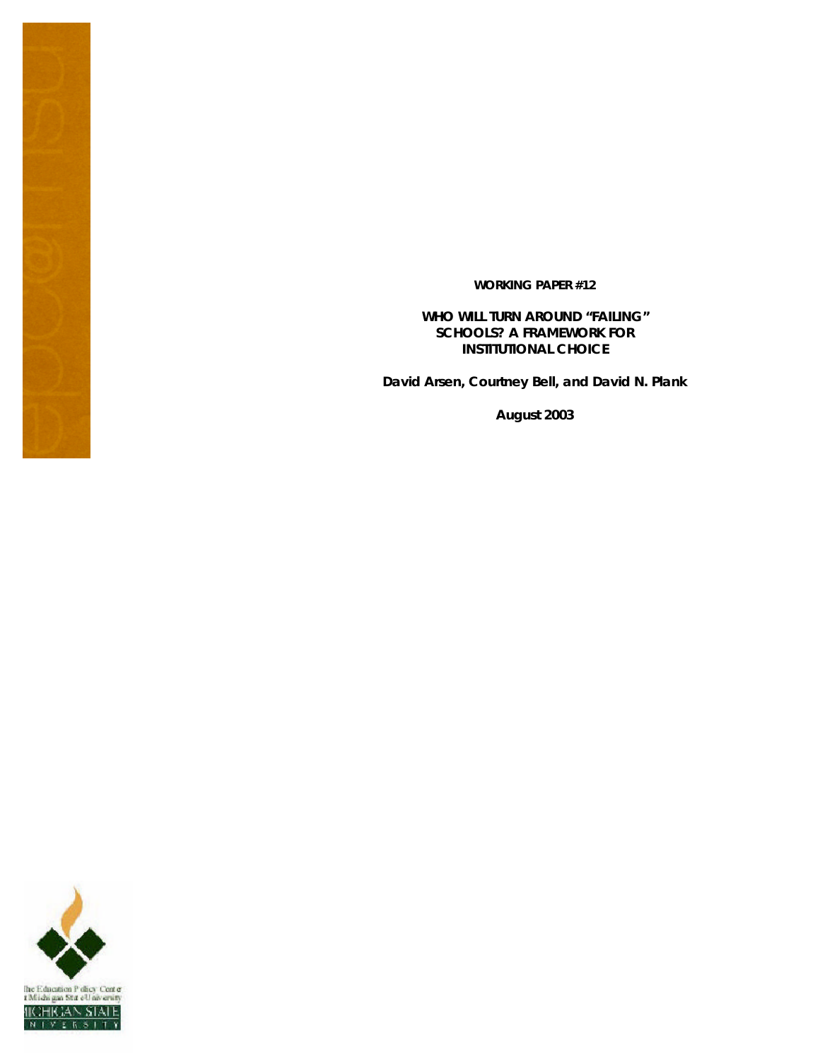**WORKING PAPER #12**

# WHO WILL TURN AROUND "FAILING" SCHOOLS? A FRAMEWORK FOR INSTITUTIONAL CHOICE

**David Arsen, Courtney Bell, and David N. Plank**

**August 2003**

The Education Policy Center at Michigan State University

MICHIGAN STATE UNIVERSITY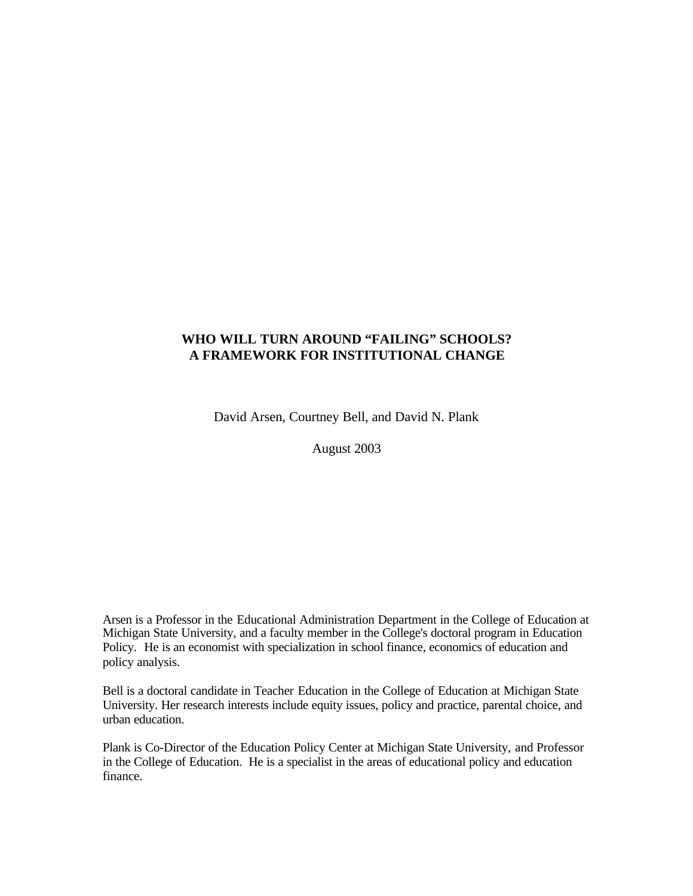# WHO WILL TURN AROUND "FAILING" SCHOOLS? A FRAMEWORK FOR INSTITUTIONAL CHANGE

David Arsen, Courtney Bell, and David N. Plank

August 2003

Arsen is a Professor in the Educational Administration Department in the College of Education at Michigan State University, and a faculty member in the College's doctoral program in Education Policy. He is an economist with specialization in school finance, economics of education and policy analysis.

Bell is a doctoral candidate in Teacher Education in the College of Education at Michigan State University. Her research interests include equity issues, policy and practice, parental choice, and urban education.

Plank is Co-Director of the Education Policy Center at Michigan State University, and Professor in the College of Education. He is a specialist in the areas of educational policy and education finance.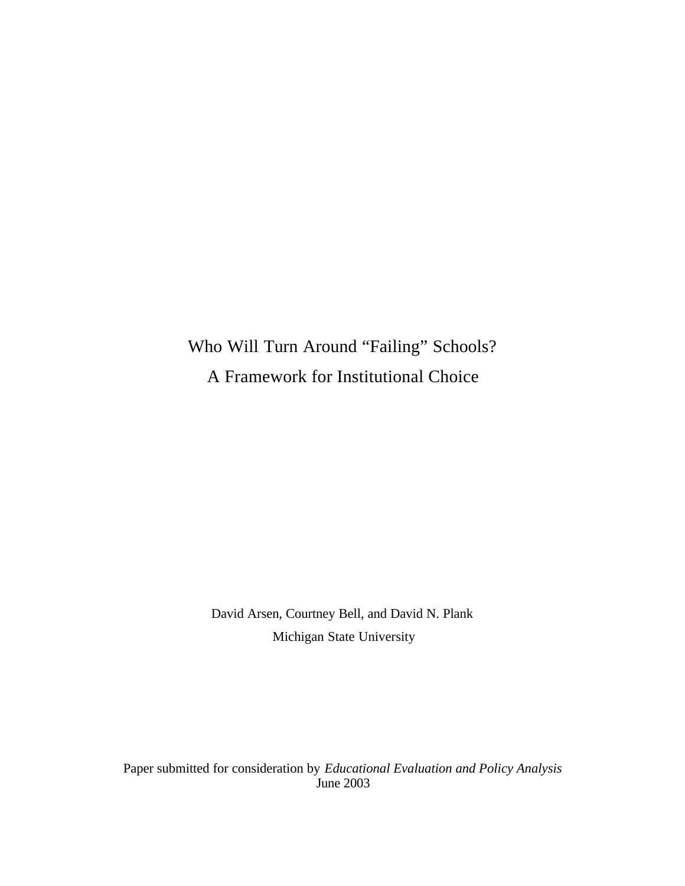# Who Will Turn Around "Failing" Schools?
# A Framework for Institutional Choice

David Arsen, Courtney Bell, and David N. Plank

Michigan State University

Paper submitted for consideration by *Educational Evaluation and Policy Analysis*
June 2003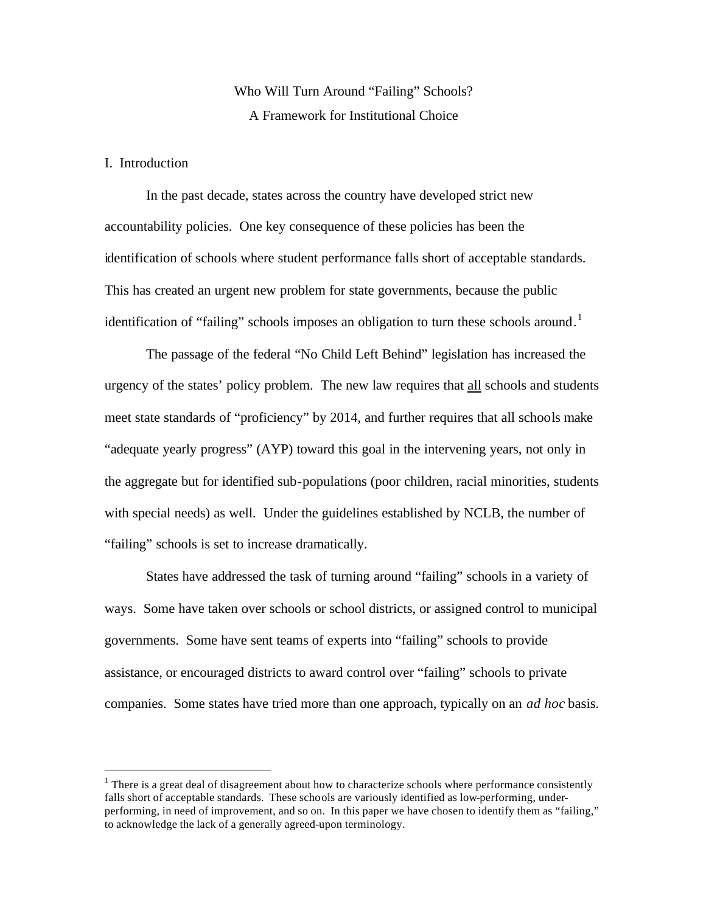# Who Will Turn Around "Failing" Schools?
## A Framework for Institutional Choice

## I. Introduction

In the past decade, states across the country have developed strict new accountability policies. One key consequence of these policies has been the identification of schools where student performance falls short of acceptable standards. This has created an urgent new problem for state governments, because the public identification of "failing" schools imposes an obligation to turn these schools around.[1]

The passage of the federal "No Child Left Behind" legislation has increased the urgency of the states' policy problem. The new law requires that <u>all</u> schools and students meet state standards of "proficiency" by 2014, and further requires that all schools make "adequate yearly progress" (AYP) toward this goal in the intervening years, not only in the aggregate but for identified sub-populations (poor children, racial minorities, students with special needs) as well. Under the guidelines established by NCLB, the number of "failing" schools is set to increase dramatically.

States have addressed the task of turning around "failing" schools in a variety of ways. Some have taken over schools or school districts, or assigned control to municipal governments. Some have sent teams of experts into "failing" schools to provide assistance, or encouraged districts to award control over "failing" schools to private companies. Some states have tried more than one approach, typically on an *ad hoc* basis.

---

[1] There is a great deal of disagreement about how to characterize schools where performance consistently falls short of acceptable standards. These schools are variously identified as low-performing, under-performing, in need of improvement, and so on. In this paper we have chosen to identify them as "failing," to acknowledge the lack of a generally agreed-upon terminology.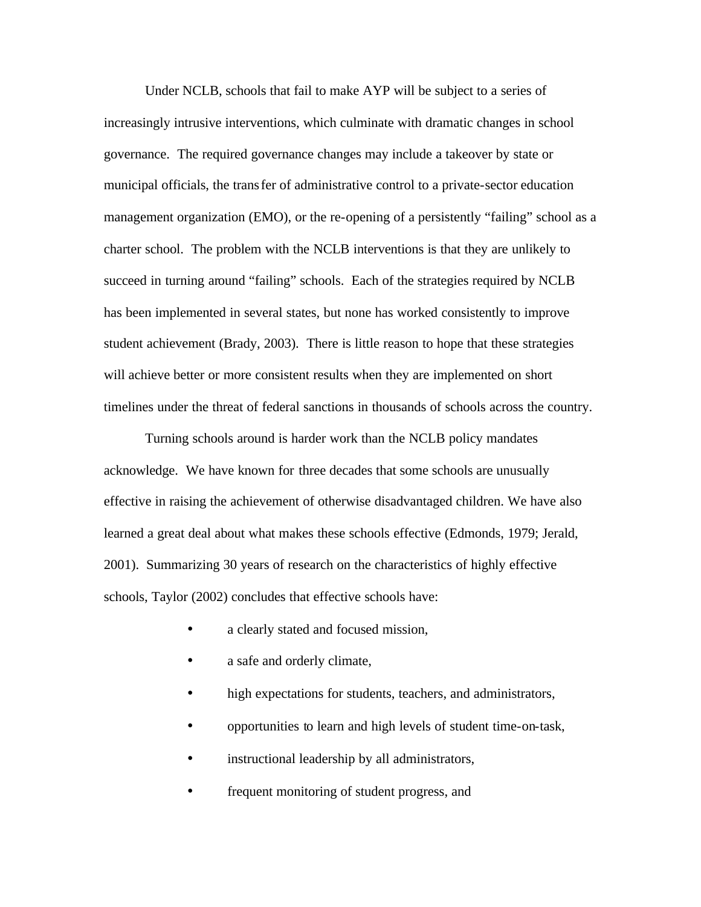Under NCLB, schools that fail to make AYP will be subject to a series of increasingly intrusive interventions, which culminate with dramatic changes in school governance. The required governance changes may include a takeover by state or municipal officials, the transfer of administrative control to a private-sector education management organization (EMO), or the re-opening of a persistently "failing" school as a charter school. The problem with the NCLB interventions is that they are unlikely to succeed in turning around "failing" schools. Each of the strategies required by NCLB has been implemented in several states, but none has worked consistently to improve student achievement (Brady, 2003). There is little reason to hope that these strategies will achieve better or more consistent results when they are implemented on short timelines under the threat of federal sanctions in thousands of schools across the country.

Turning schools around is harder work than the NCLB policy mandates acknowledge. We have known for three decades that some schools are unusually effective in raising the achievement of otherwise disadvantaged children. We have also learned a great deal about what makes these schools effective (Edmonds, 1979; Jerald, 2001). Summarizing 30 years of research on the characteristics of highly effective schools, Taylor (2002) concludes that effective schools have:

- a clearly stated and focused mission,
- a safe and orderly climate,
- high expectations for students, teachers, and administrators,
- opportunities to learn and high levels of student time-on-task,
- instructional leadership by all administrators,
- frequent monitoring of student progress, and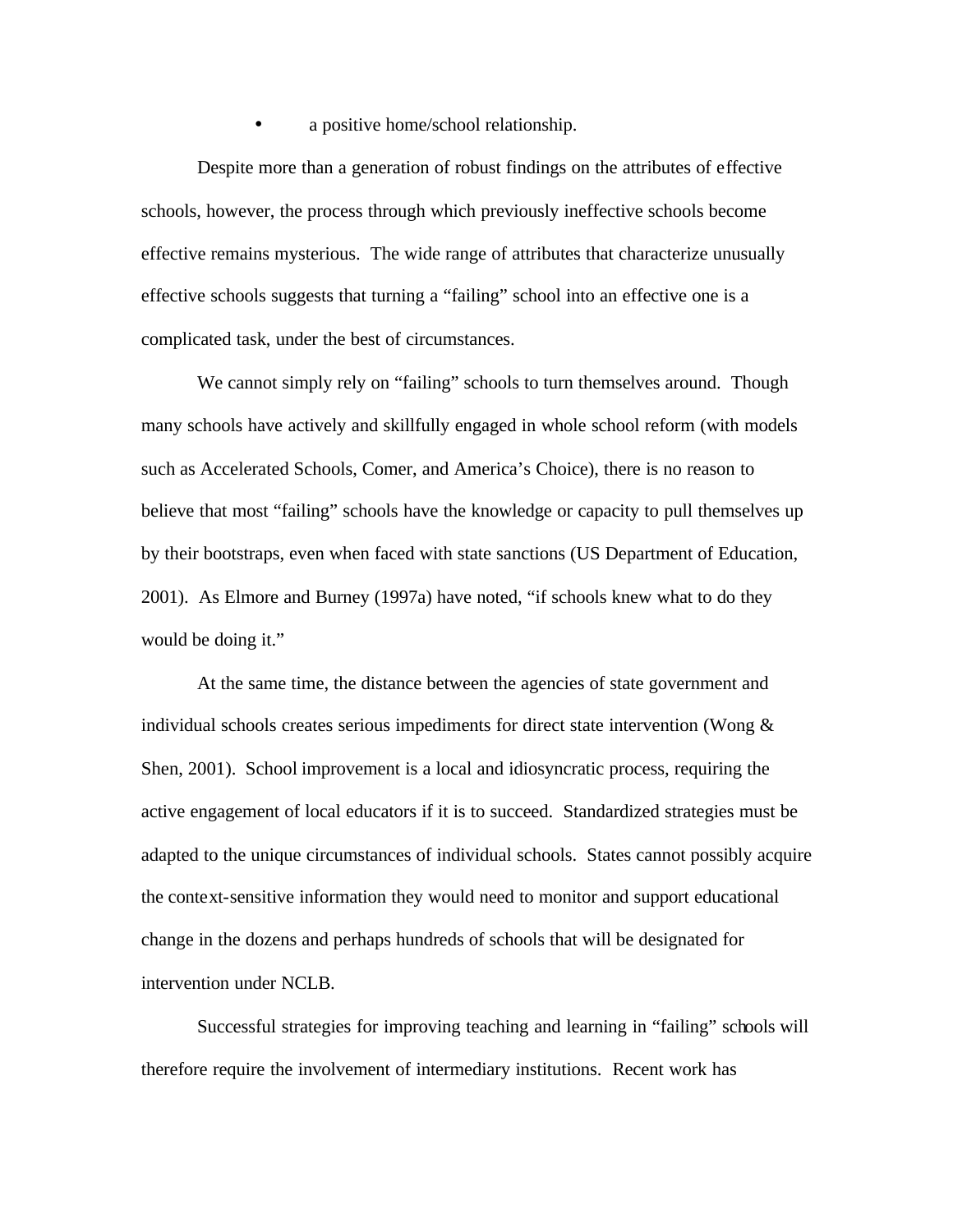- a positive home/school relationship.

Despite more than a generation of robust findings on the attributes of effective schools, however, the process through which previously ineffective schools become effective remains mysterious. The wide range of attributes that characterize unusually effective schools suggests that turning a "failing" school into an effective one is a complicated task, under the best of circumstances.

We cannot simply rely on "failing" schools to turn themselves around. Though many schools have actively and skillfully engaged in whole school reform (with models such as Accelerated Schools, Comer, and America's Choice), there is no reason to believe that most "failing" schools have the knowledge or capacity to pull themselves up by their bootstraps, even when faced with state sanctions (US Department of Education, 2001). As Elmore and Burney (1997a) have noted, "if schools knew what to do they would be doing it."

At the same time, the distance between the agencies of state government and individual schools creates serious impediments for direct state intervention (Wong & Shen, 2001). School improvement is a local and idiosyncratic process, requiring the active engagement of local educators if it is to succeed. Standardized strategies must be adapted to the unique circumstances of individual schools. States cannot possibly acquire the context-sensitive information they would need to monitor and support educational change in the dozens and perhaps hundreds of schools that will be designated for intervention under NCLB.

Successful strategies for improving teaching and learning in "failing" schools will therefore require the involvement of intermediary institutions. Recent work has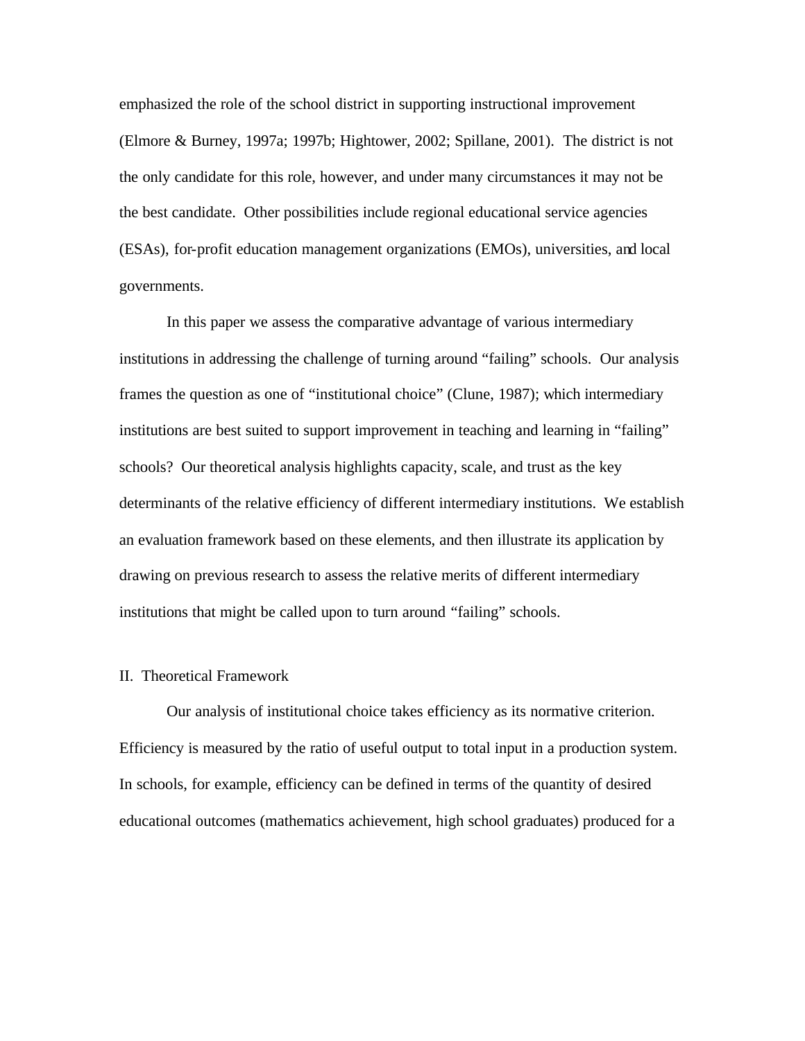emphasized the role of the school district in supporting instructional improvement (Elmore & Burney, 1997a; 1997b; Hightower, 2002; Spillane, 2001). The district is not the only candidate for this role, however, and under many circumstances it may not be the best candidate. Other possibilities include regional educational service agencies (ESAs), for-profit education management organizations (EMOs), universities, and local governments.

In this paper we assess the comparative advantage of various intermediary institutions in addressing the challenge of turning around "failing" schools. Our analysis frames the question as one of "institutional choice" (Clune, 1987); which intermediary institutions are best suited to support improvement in teaching and learning in "failing" schools? Our theoretical analysis highlights capacity, scale, and trust as the key determinants of the relative efficiency of different intermediary institutions. We establish an evaluation framework based on these elements, and then illustrate its application by drawing on previous research to assess the relative merits of different intermediary institutions that might be called upon to turn around "failing" schools.

## II. Theoretical Framework

Our analysis of institutional choice takes efficiency as its normative criterion. Efficiency is measured by the ratio of useful output to total input in a production system. In schools, for example, efficiency can be defined in terms of the quantity of desired educational outcomes (mathematics achievement, high school graduates) produced for a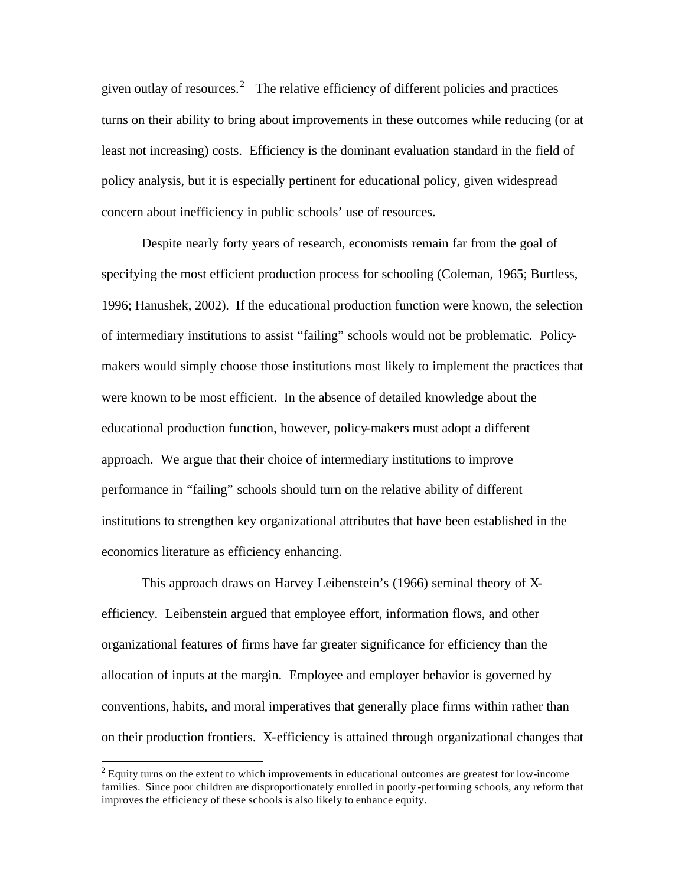given outlay of resources.[2] The relative efficiency of different policies and practices turns on their ability to bring about improvements in these outcomes while reducing (or at least not increasing) costs. Efficiency is the dominant evaluation standard in the field of policy analysis, but it is especially pertinent for educational policy, given widespread concern about inefficiency in public schools' use of resources.

Despite nearly forty years of research, economists remain far from the goal of specifying the most efficient production process for schooling (Coleman, 1965; Burtless, 1996; Hanushek, 2002). If the educational production function were known, the selection of intermediary institutions to assist "failing" schools would not be problematic. Policy-makers would simply choose those institutions most likely to implement the practices that were known to be most efficient. In the absence of detailed knowledge about the educational production function, however, policy-makers must adopt a different approach. We argue that their choice of intermediary institutions to improve performance in "failing" schools should turn on the relative ability of different institutions to strengthen key organizational attributes that have been established in the economics literature as efficiency enhancing.

This approach draws on Harvey Leibenstein's (1966) seminal theory of X-efficiency. Leibenstein argued that employee effort, information flows, and other organizational features of firms have far greater significance for efficiency than the allocation of inputs at the margin. Employee and employer behavior is governed by conventions, habits, and moral imperatives that generally place firms within rather than on their production frontiers. X-efficiency is attained through organizational changes that

[2] Equity turns on the extent to which improvements in educational outcomes are greatest for low-income families. Since poor children are disproportionately enrolled in poorly-performing schools, any reform that improves the efficiency of these schools is also likely to enhance equity.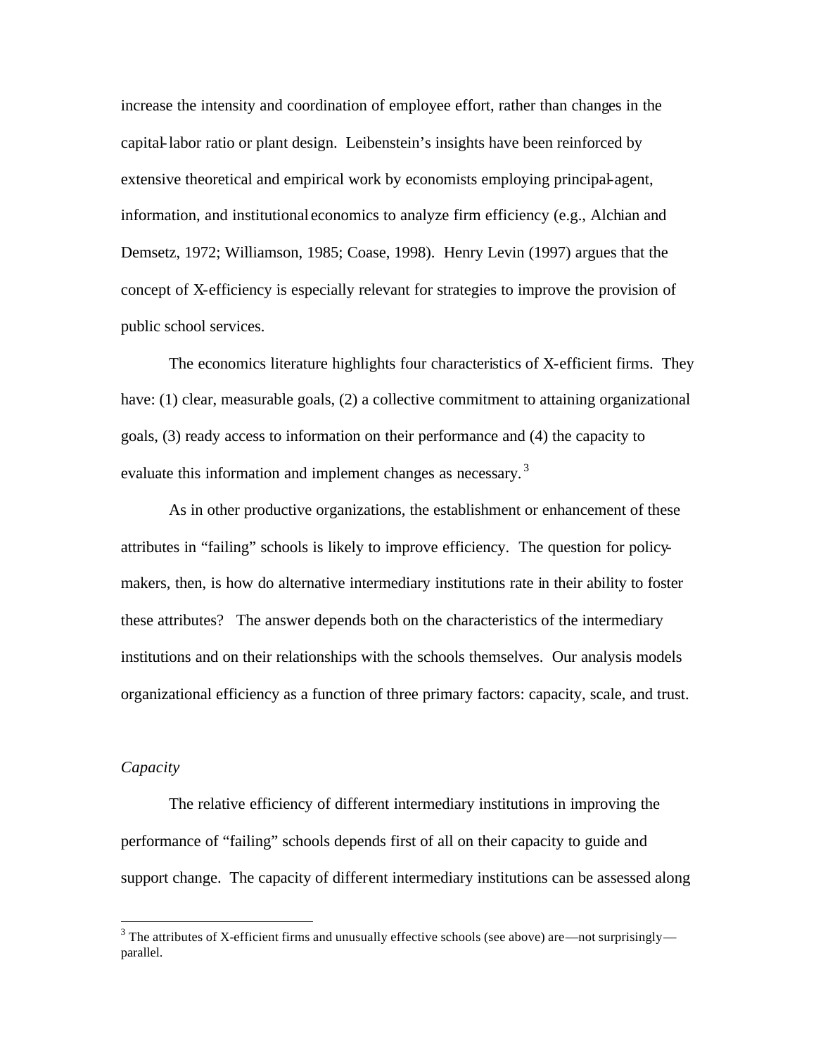increase the intensity and coordination of employee effort, rather than changes in the capital-labor ratio or plant design. Leibenstein's insights have been reinforced by extensive theoretical and empirical work by economists employing principal-agent, information, and institutional economics to analyze firm efficiency (e.g., Alchian and Demsetz, 1972; Williamson, 1985; Coase, 1998). Henry Levin (1997) argues that the concept of X-efficiency is especially relevant for strategies to improve the provision of public school services.

The economics literature highlights four characteristics of X-efficient firms. They have: (1) clear, measurable goals, (2) a collective commitment to attaining organizational goals, (3) ready access to information on their performance and (4) the capacity to evaluate this information and implement changes as necessary.[3]

As in other productive organizations, the establishment or enhancement of these attributes in "failing" schools is likely to improve efficiency. The question for policy-makers, then, is how do alternative intermediary institutions rate in their ability to foster these attributes? The answer depends both on the characteristics of the intermediary institutions and on their relationships with the schools themselves. Our analysis models organizational efficiency as a function of three primary factors: capacity, scale, and trust.

*Capacity*

The relative efficiency of different intermediary institutions in improving the performance of "failing" schools depends first of all on their capacity to guide and support change. The capacity of different intermediary institutions can be assessed along

[3] The attributes of X-efficient firms and unusually effective schools (see above) are—not surprisingly—parallel.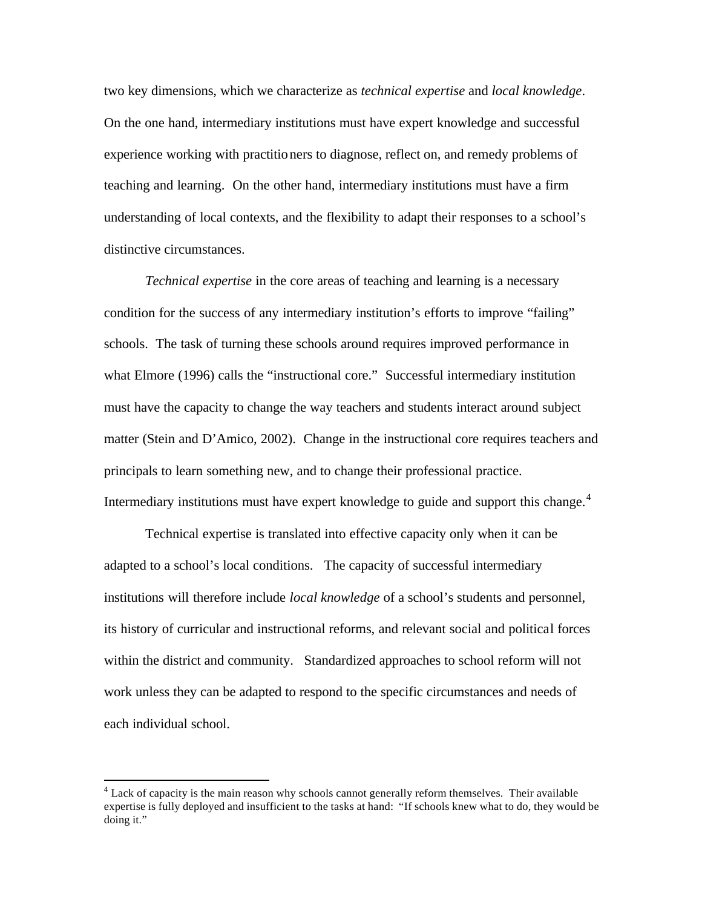two key dimensions, which we characterize as *technical expertise* and *local knowledge*. On the one hand, intermediary institutions must have expert knowledge and successful experience working with practitioners to diagnose, reflect on, and remedy problems of teaching and learning. On the other hand, intermediary institutions must have a firm understanding of local contexts, and the flexibility to adapt their responses to a school's distinctive circumstances.

*Technical expertise* in the core areas of teaching and learning is a necessary condition for the success of any intermediary institution's efforts to improve "failing" schools. The task of turning these schools around requires improved performance in what Elmore (1996) calls the "instructional core." Successful intermediary institution must have the capacity to change the way teachers and students interact around subject matter (Stein and D'Amico, 2002). Change in the instructional core requires teachers and principals to learn something new, and to change their professional practice. Intermediary institutions must have expert knowledge to guide and support this change.[4]

Technical expertise is translated into effective capacity only when it can be adapted to a school's local conditions. The capacity of successful intermediary institutions will therefore include *local knowledge* of a school's students and personnel, its history of curricular and instructional reforms, and relevant social and political forces within the district and community. Standardized approaches to school reform will not work unless they can be adapted to respond to the specific circumstances and needs of each individual school.

---

[4] Lack of capacity is the main reason why schools cannot generally reform themselves. Their available expertise is fully deployed and insufficient to the tasks at hand: "If schools knew what to do, they would be doing it."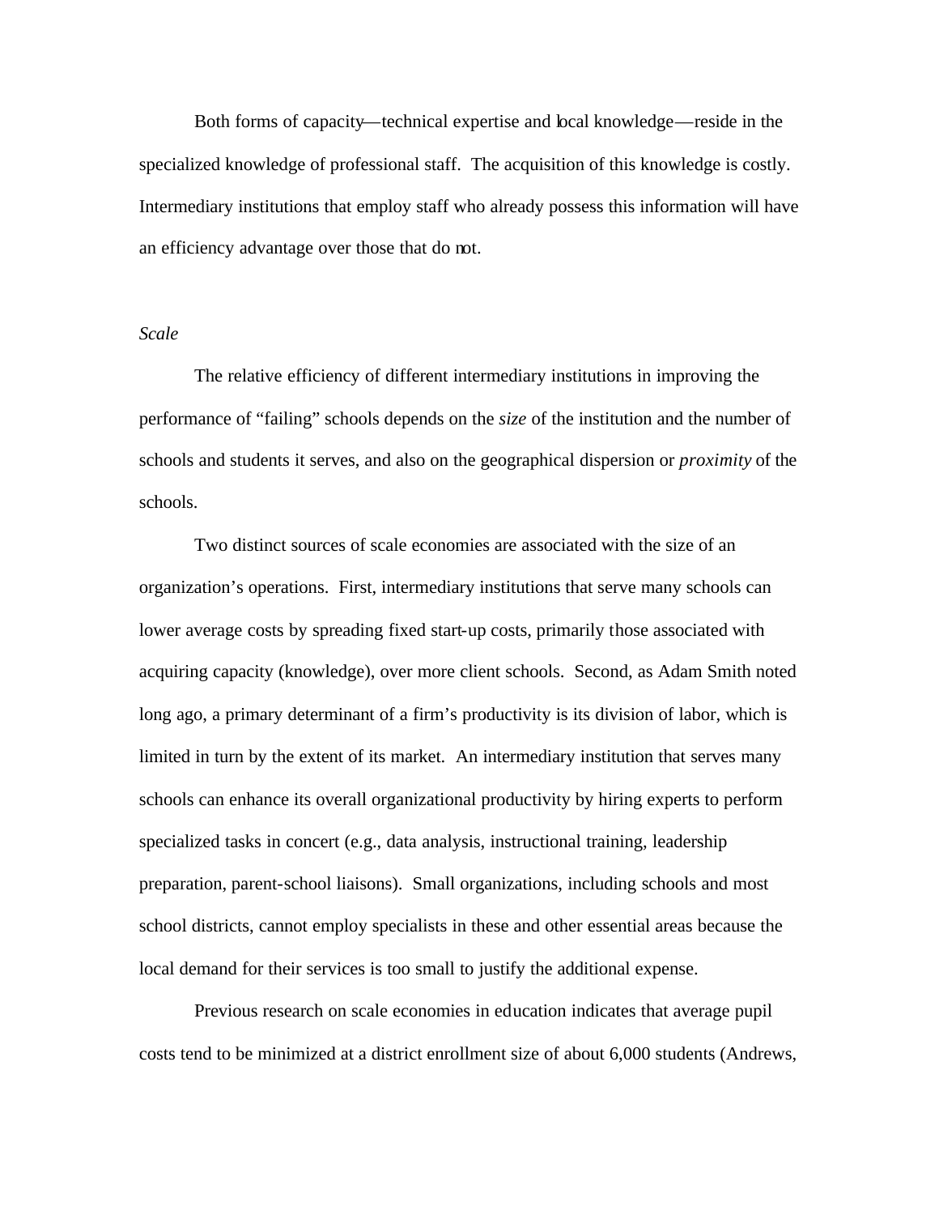Both forms of capacity—technical expertise and local knowledge—reside in the specialized knowledge of professional staff. The acquisition of this knowledge is costly. Intermediary institutions that employ staff who already possess this information will have an efficiency advantage over those that do not.

*Scale*

The relative efficiency of different intermediary institutions in improving the performance of "failing" schools depends on the *size* of the institution and the number of schools and students it serves, and also on the geographical dispersion or *proximity* of the schools.

Two distinct sources of scale economies are associated with the size of an organization's operations. First, intermediary institutions that serve many schools can lower average costs by spreading fixed start-up costs, primarily those associated with acquiring capacity (knowledge), over more client schools. Second, as Adam Smith noted long ago, a primary determinant of a firm's productivity is its division of labor, which is limited in turn by the extent of its market. An intermediary institution that serves many schools can enhance its overall organizational productivity by hiring experts to perform specialized tasks in concert (e.g., data analysis, instructional training, leadership preparation, parent-school liaisons). Small organizations, including schools and most school districts, cannot employ specialists in these and other essential areas because the local demand for their services is too small to justify the additional expense.

Previous research on scale economies in education indicates that average pupil costs tend to be minimized at a district enrollment size of about 6,000 students (Andrews,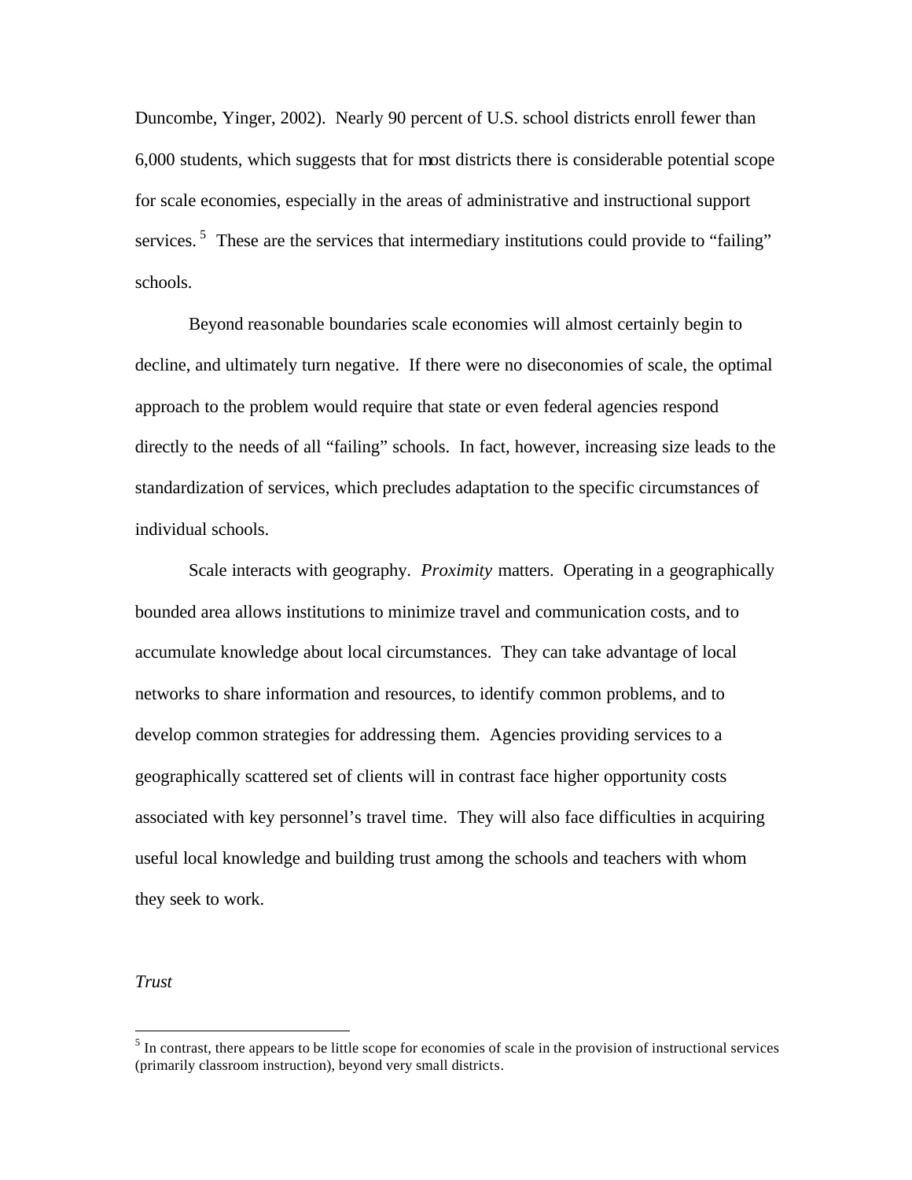Duncombe, Yinger, 2002). Nearly 90 percent of U.S. school districts enroll fewer than 6,000 students, which suggests that for most districts there is considerable potential scope for scale economies, especially in the areas of administrative and instructional support services.[5] These are the services that intermediary institutions could provide to "failing" schools.

Beyond reasonable boundaries scale economies will almost certainly begin to decline, and ultimately turn negative. If there were no diseconomies of scale, the optimal approach to the problem would require that state or even federal agencies respond directly to the needs of all "failing" schools. In fact, however, increasing size leads to the standardization of services, which precludes adaptation to the specific circumstances of individual schools.

Scale interacts with geography. *Proximity* matters. Operating in a geographically bounded area allows institutions to minimize travel and communication costs, and to accumulate knowledge about local circumstances. They can take advantage of local networks to share information and resources, to identify common problems, and to develop common strategies for addressing them. Agencies providing services to a geographically scattered set of clients will in contrast face higher opportunity costs associated with key personnel's travel time. They will also face difficulties in acquiring useful local knowledge and building trust among the schools and teachers with whom they seek to work.

*Trust*

[5] In contrast, there appears to be little scope for economies of scale in the provision of instructional services (primarily classroom instruction), beyond very small districts.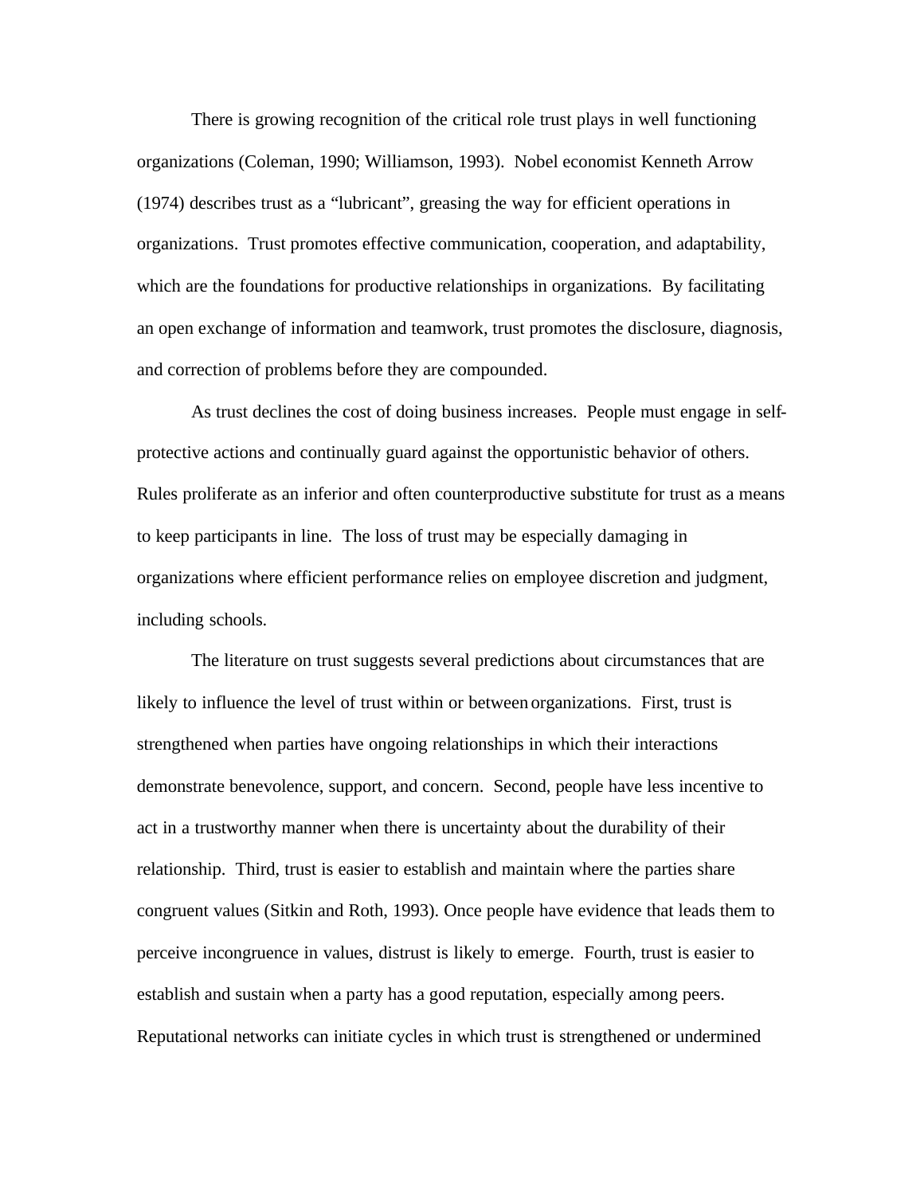There is growing recognition of the critical role trust plays in well functioning organizations (Coleman, 1990; Williamson, 1993). Nobel economist Kenneth Arrow (1974) describes trust as a "lubricant", greasing the way for efficient operations in organizations. Trust promotes effective communication, cooperation, and adaptability, which are the foundations for productive relationships in organizations. By facilitating an open exchange of information and teamwork, trust promotes the disclosure, diagnosis, and correction of problems before they are compounded.

As trust declines the cost of doing business increases. People must engage in self-protective actions and continually guard against the opportunistic behavior of others. Rules proliferate as an inferior and often counterproductive substitute for trust as a means to keep participants in line. The loss of trust may be especially damaging in organizations where efficient performance relies on employee discretion and judgment, including schools.

The literature on trust suggests several predictions about circumstances that are likely to influence the level of trust within or between organizations. First, trust is strengthened when parties have ongoing relationships in which their interactions demonstrate benevolence, support, and concern. Second, people have less incentive to act in a trustworthy manner when there is uncertainty about the durability of their relationship. Third, trust is easier to establish and maintain where the parties share congruent values (Sitkin and Roth, 1993). Once people have evidence that leads them to perceive incongruence in values, distrust is likely to emerge. Fourth, trust is easier to establish and sustain when a party has a good reputation, especially among peers. Reputational networks can initiate cycles in which trust is strengthened or undermined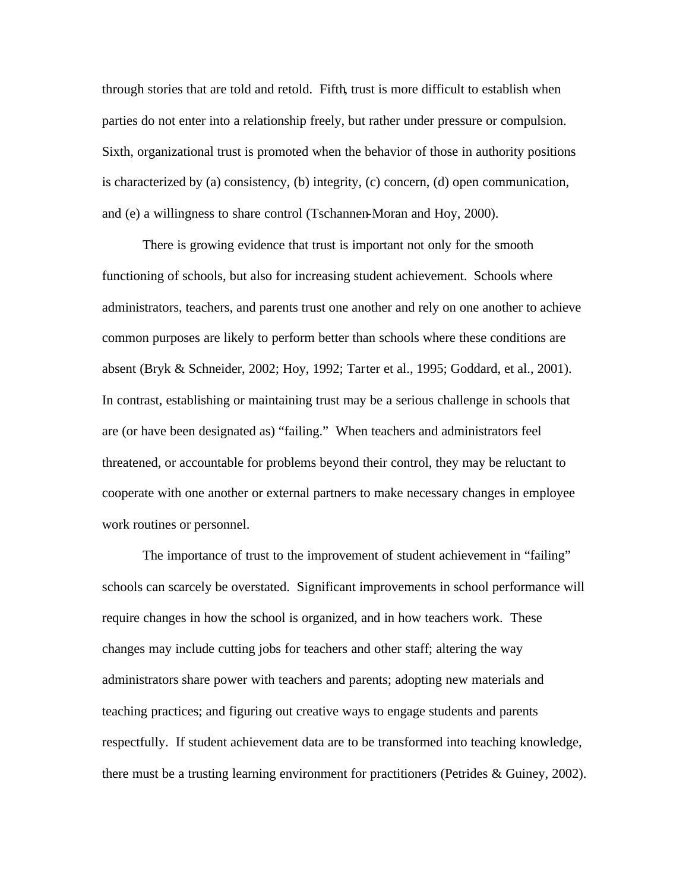through stories that are told and retold. Fifth, trust is more difficult to establish when parties do not enter into a relationship freely, but rather under pressure or compulsion. Sixth, organizational trust is promoted when the behavior of those in authority positions is characterized by (a) consistency, (b) integrity, (c) concern, (d) open communication, and (e) a willingness to share control (Tschannen-Moran and Hoy, 2000).

There is growing evidence that trust is important not only for the smooth functioning of schools, but also for increasing student achievement. Schools where administrators, teachers, and parents trust one another and rely on one another to achieve common purposes are likely to perform better than schools where these conditions are absent (Bryk & Schneider, 2002; Hoy, 1992; Tarter et al., 1995; Goddard, et al., 2001). In contrast, establishing or maintaining trust may be a serious challenge in schools that are (or have been designated as) "failing." When teachers and administrators feel threatened, or accountable for problems beyond their control, they may be reluctant to cooperate with one another or external partners to make necessary changes in employee work routines or personnel.

The importance of trust to the improvement of student achievement in "failing" schools can scarcely be overstated. Significant improvements in school performance will require changes in how the school is organized, and in how teachers work. These changes may include cutting jobs for teachers and other staff; altering the way administrators share power with teachers and parents; adopting new materials and teaching practices; and figuring out creative ways to engage students and parents respectfully. If student achievement data are to be transformed into teaching knowledge, there must be a trusting learning environment for practitioners (Petrides & Guiney, 2002).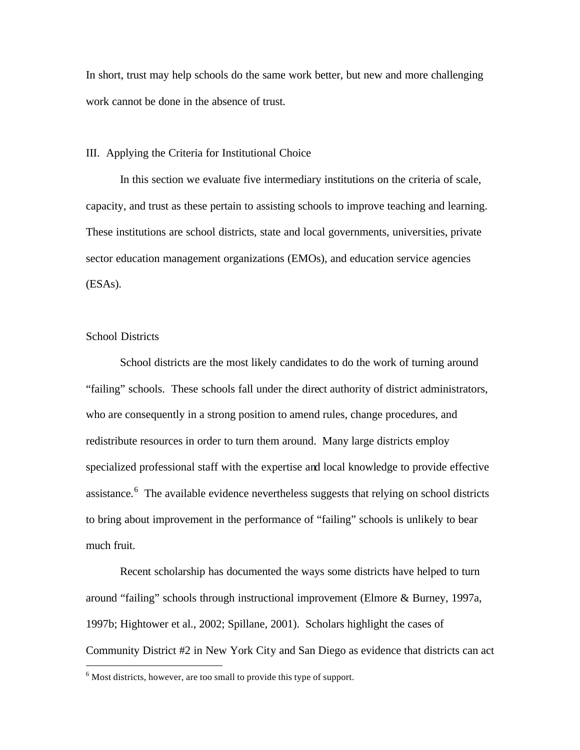In short, trust may help schools do the same work better, but new and more challenging work cannot be done in the absence of trust.

## III. Applying the Criteria for Institutional Choice

In this section we evaluate five intermediary institutions on the criteria of scale, capacity, and trust as these pertain to assisting schools to improve teaching and learning. These institutions are school districts, state and local governments, universities, private sector education management organizations (EMOs), and education service agencies (ESAs).

### School Districts

School districts are the most likely candidates to do the work of turning around "failing" schools. These schools fall under the direct authority of district administrators, who are consequently in a strong position to amend rules, change procedures, and redistribute resources in order to turn them around. Many large districts employ specialized professional staff with the expertise and local knowledge to provide effective assistance.[6] The available evidence nevertheless suggests that relying on school districts to bring about improvement in the performance of "failing" schools is unlikely to bear much fruit.

Recent scholarship has documented the ways some districts have helped to turn around "failing" schools through instructional improvement (Elmore & Burney, 1997a, 1997b; Hightower et al., 2002; Spillane, 2001). Scholars highlight the cases of Community District #2 in New York City and San Diego as evidence that districts can act

[6] Most districts, however, are too small to provide this type of support.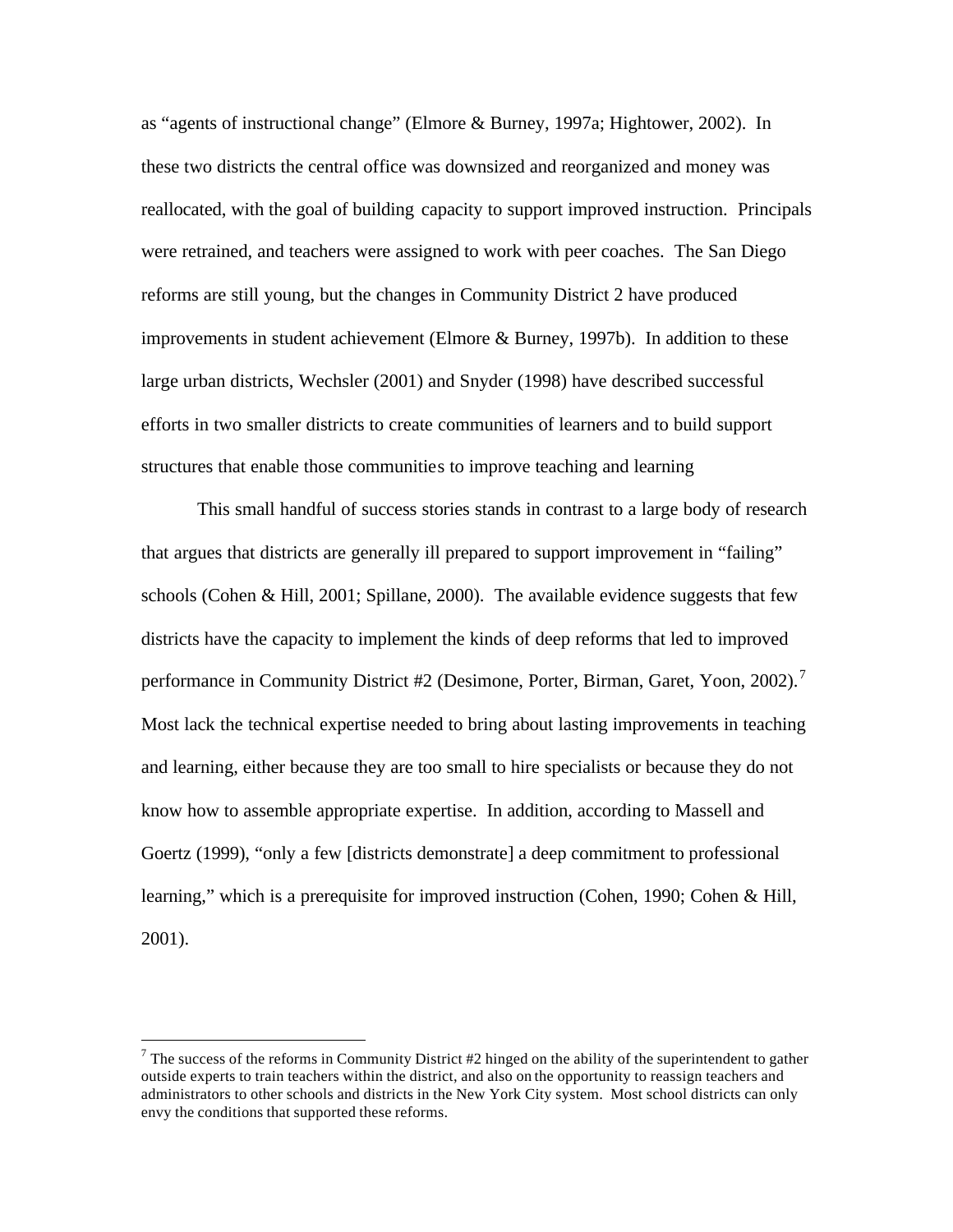as "agents of instructional change" (Elmore & Burney, 1997a; Hightower, 2002). In these two districts the central office was downsized and reorganized and money was reallocated, with the goal of building capacity to support improved instruction. Principals were retrained, and teachers were assigned to work with peer coaches. The San Diego reforms are still young, but the changes in Community District 2 have produced improvements in student achievement (Elmore & Burney, 1997b). In addition to these large urban districts, Wechsler (2001) and Snyder (1998) have described successful efforts in two smaller districts to create communities of learners and to build support structures that enable those communities to improve teaching and learning

This small handful of success stories stands in contrast to a large body of research that argues that districts are generally ill prepared to support improvement in "failing" schools (Cohen & Hill, 2001; Spillane, 2000). The available evidence suggests that few districts have the capacity to implement the kinds of deep reforms that led to improved performance in Community District #2 (Desimone, Porter, Birman, Garet, Yoon, 2002).[7] Most lack the technical expertise needed to bring about lasting improvements in teaching and learning, either because they are too small to hire specialists or because they do not know how to assemble appropriate expertise. In addition, according to Massell and Goertz (1999), "only a few [districts demonstrate] a deep commitment to professional learning," which is a prerequisite for improved instruction (Cohen, 1990; Cohen & Hill, 2001).

---

[7] The success of the reforms in Community District #2 hinged on the ability of the superintendent to gather outside experts to train teachers within the district, and also on the opportunity to reassign teachers and administrators to other schools and districts in the New York City system. Most school districts can only envy the conditions that supported these reforms.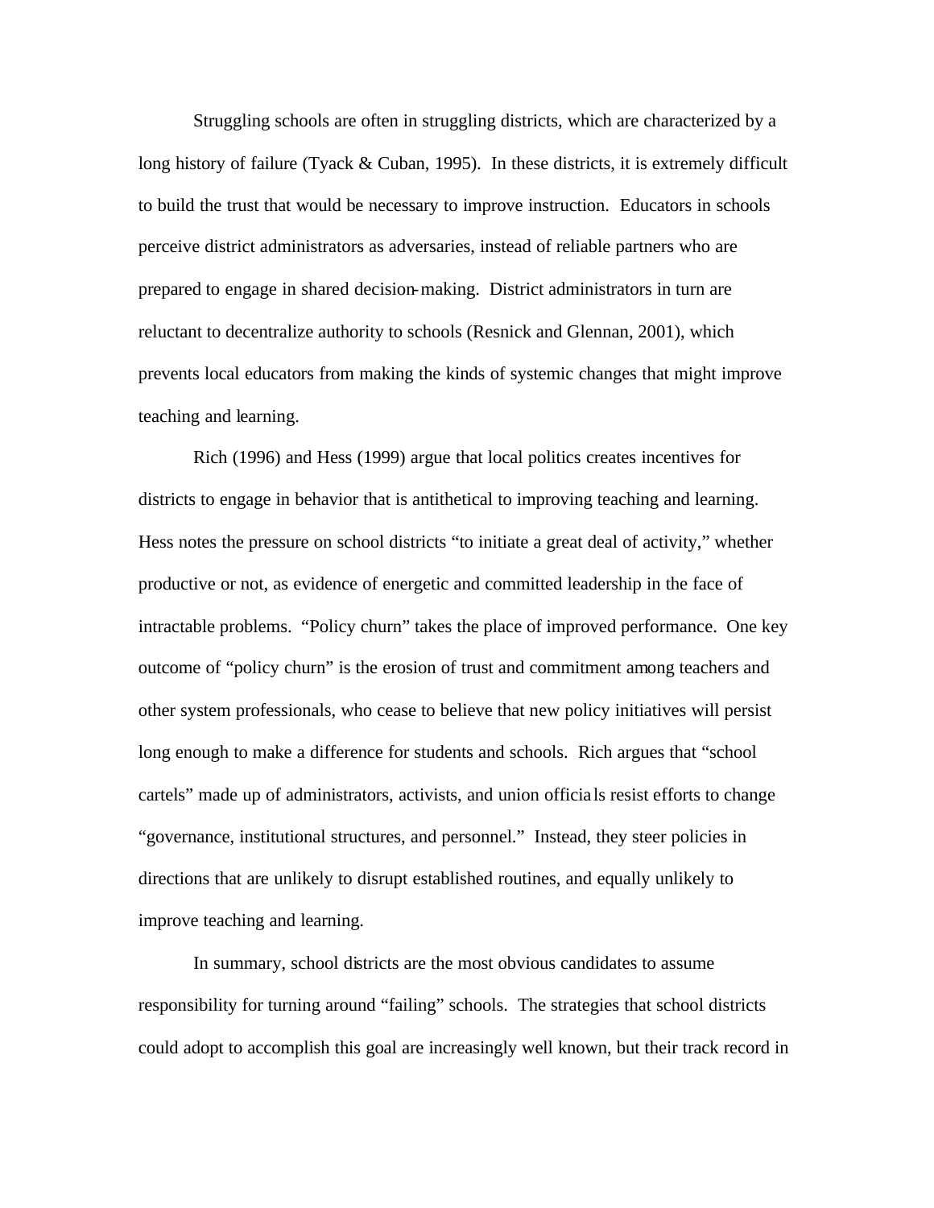Struggling schools are often in struggling districts, which are characterized by a long history of failure (Tyack & Cuban, 1995). In these districts, it is extremely difficult to build the trust that would be necessary to improve instruction. Educators in schools perceive district administrators as adversaries, instead of reliable partners who are prepared to engage in shared decision-making. District administrators in turn are reluctant to decentralize authority to schools (Resnick and Glennan, 2001), which prevents local educators from making the kinds of systemic changes that might improve teaching and learning.

Rich (1996) and Hess (1999) argue that local politics creates incentives for districts to engage in behavior that is antithetical to improving teaching and learning. Hess notes the pressure on school districts "to initiate a great deal of activity," whether productive or not, as evidence of energetic and committed leadership in the face of intractable problems. "Policy churn" takes the place of improved performance. One key outcome of "policy churn" is the erosion of trust and commitment among teachers and other system professionals, who cease to believe that new policy initiatives will persist long enough to make a difference for students and schools. Rich argues that "school cartels" made up of administrators, activists, and union officials resist efforts to change "governance, institutional structures, and personnel." Instead, they steer policies in directions that are unlikely to disrupt established routines, and equally unlikely to improve teaching and learning.

In summary, school districts are the most obvious candidates to assume responsibility for turning around "failing" schools. The strategies that school districts could adopt to accomplish this goal are increasingly well known, but their track record in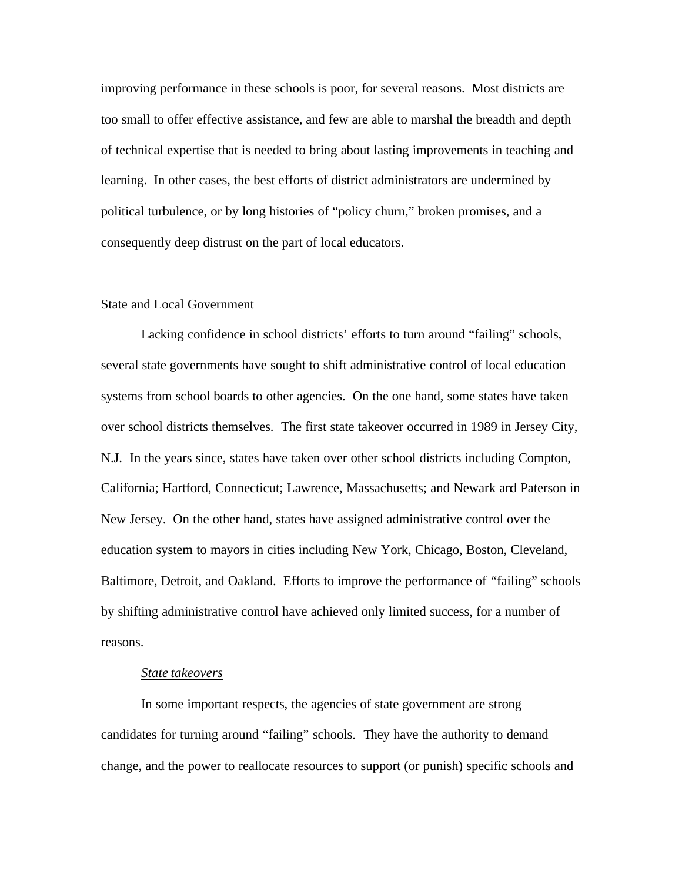improving performance in these schools is poor, for several reasons. Most districts are too small to offer effective assistance, and few are able to marshal the breadth and depth of technical expertise that is needed to bring about lasting improvements in teaching and learning. In other cases, the best efforts of district administrators are undermined by political turbulence, or by long histories of "policy churn," broken promises, and a consequently deep distrust on the part of local educators.

## State and Local Government

Lacking confidence in school districts' efforts to turn around "failing" schools, several state governments have sought to shift administrative control of local education systems from school boards to other agencies. On the one hand, some states have taken over school districts themselves. The first state takeover occurred in 1989 in Jersey City, N.J. In the years since, states have taken over other school districts including Compton, California; Hartford, Connecticut; Lawrence, Massachusetts; and Newark and Paterson in New Jersey. On the other hand, states have assigned administrative control over the education system to mayors in cities including New York, Chicago, Boston, Cleveland, Baltimore, Detroit, and Oakland. Efforts to improve the performance of "failing" schools by shifting administrative control have achieved only limited success, for a number of reasons.

### *State takeovers*

In some important respects, the agencies of state government are strong candidates for turning around "failing" schools. They have the authority to demand change, and the power to reallocate resources to support (or punish) specific schools and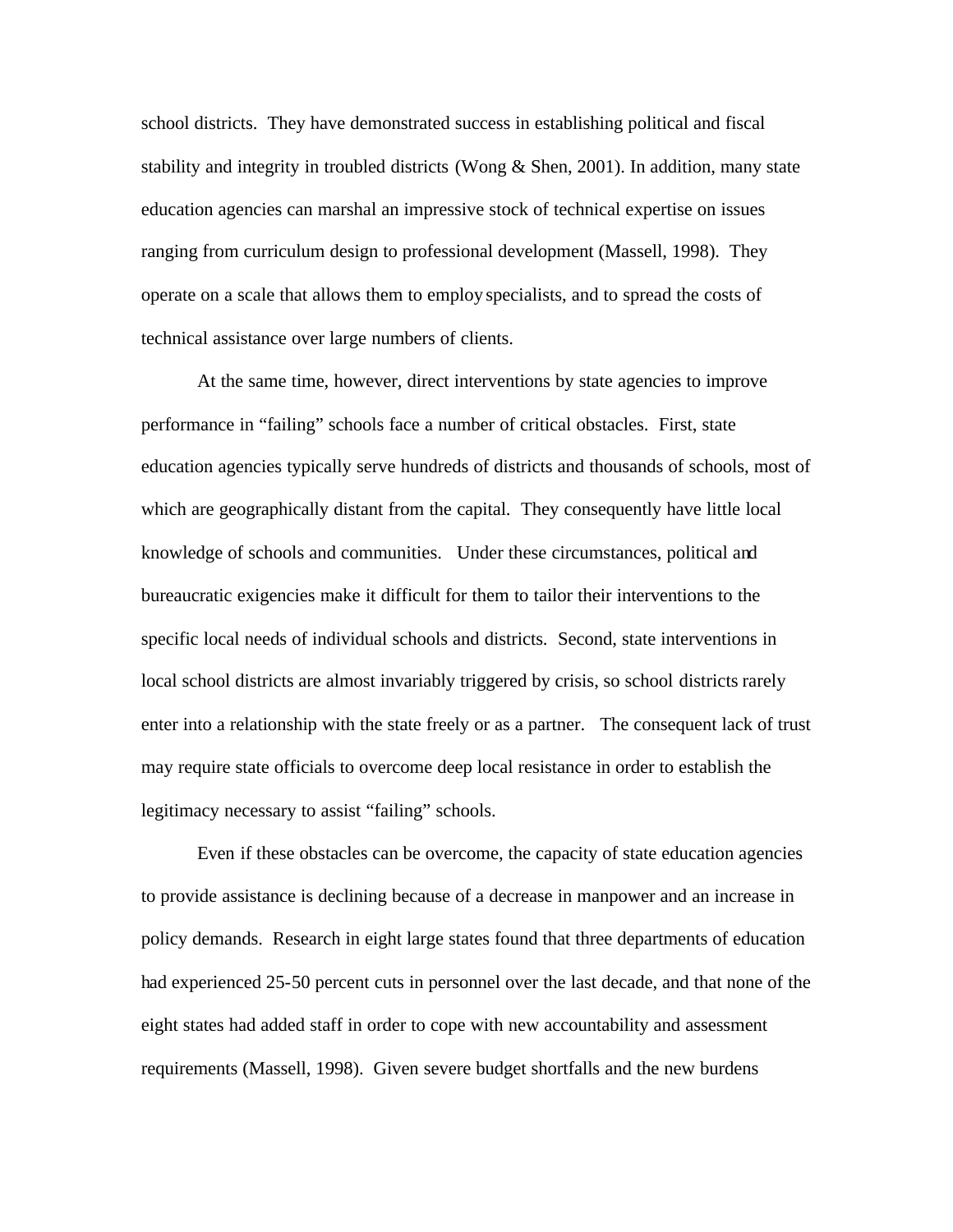school districts. They have demonstrated success in establishing political and fiscal stability and integrity in troubled districts (Wong & Shen, 2001). In addition, many state education agencies can marshal an impressive stock of technical expertise on issues ranging from curriculum design to professional development (Massell, 1998). They operate on a scale that allows them to employ specialists, and to spread the costs of technical assistance over large numbers of clients.

At the same time, however, direct interventions by state agencies to improve performance in "failing" schools face a number of critical obstacles. First, state education agencies typically serve hundreds of districts and thousands of schools, most of which are geographically distant from the capital. They consequently have little local knowledge of schools and communities. Under these circumstances, political and bureaucratic exigencies make it difficult for them to tailor their interventions to the specific local needs of individual schools and districts. Second, state interventions in local school districts are almost invariably triggered by crisis, so school districts rarely enter into a relationship with the state freely or as a partner. The consequent lack of trust may require state officials to overcome deep local resistance in order to establish the legitimacy necessary to assist "failing" schools.

Even if these obstacles can be overcome, the capacity of state education agencies to provide assistance is declining because of a decrease in manpower and an increase in policy demands. Research in eight large states found that three departments of education had experienced 25-50 percent cuts in personnel over the last decade, and that none of the eight states had added staff in order to cope with new accountability and assessment requirements (Massell, 1998). Given severe budget shortfalls and the new burdens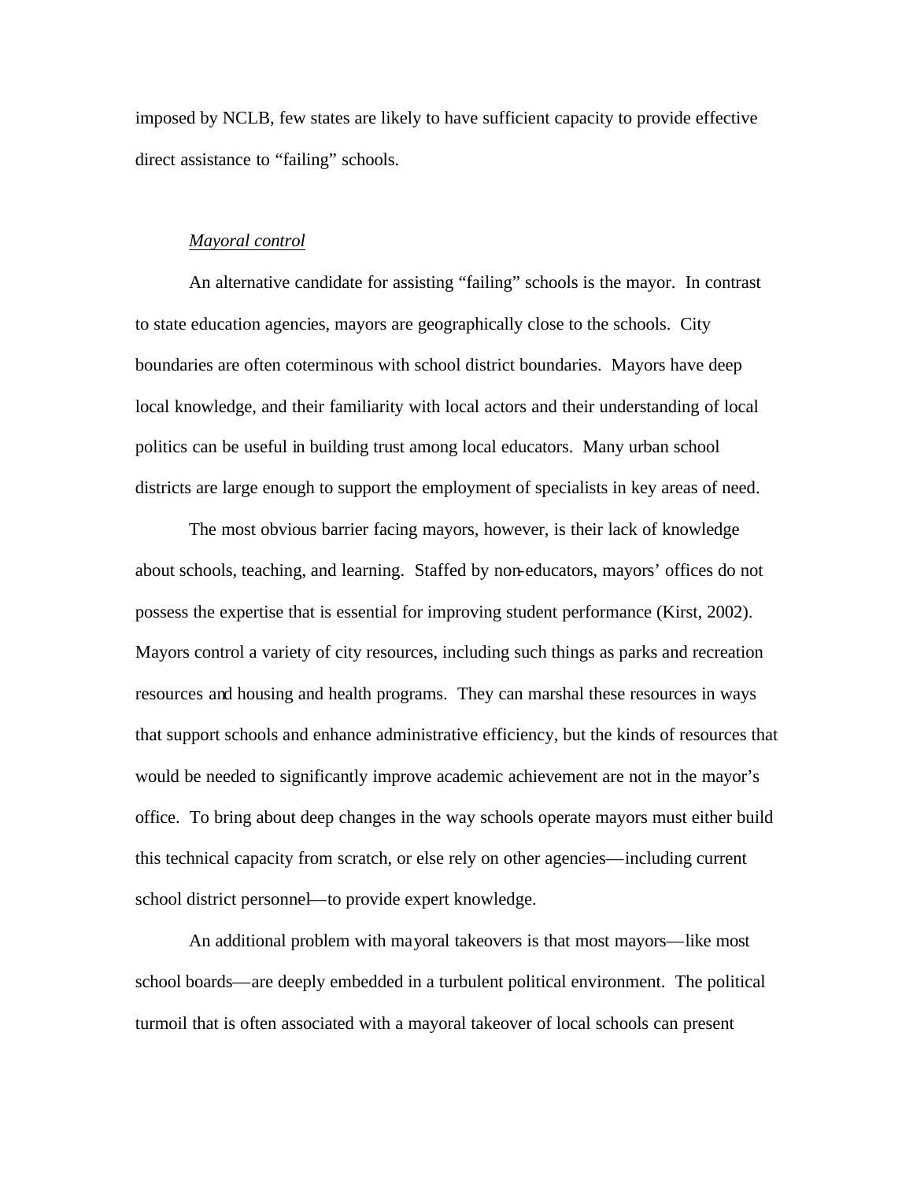imposed by NCLB, few states are likely to have sufficient capacity to provide effective direct assistance to "failing" schools.

*Mayoral control*

An alternative candidate for assisting "failing" schools is the mayor. In contrast to state education agencies, mayors are geographically close to the schools. City boundaries are often coterminous with school district boundaries. Mayors have deep local knowledge, and their familiarity with local actors and their understanding of local politics can be useful in building trust among local educators. Many urban school districts are large enough to support the employment of specialists in key areas of need.

The most obvious barrier facing mayors, however, is their lack of knowledge about schools, teaching, and learning. Staffed by non-educators, mayors' offices do not possess the expertise that is essential for improving student performance (Kirst, 2002). Mayors control a variety of city resources, including such things as parks and recreation resources and housing and health programs. They can marshal these resources in ways that support schools and enhance administrative efficiency, but the kinds of resources that would be needed to significantly improve academic achievement are not in the mayor's office. To bring about deep changes in the way schools operate mayors must either build this technical capacity from scratch, or else rely on other agencies—including current school district personnel—to provide expert knowledge.

An additional problem with mayoral takeovers is that most mayors—like most school boards—are deeply embedded in a turbulent political environment. The political turmoil that is often associated with a mayoral takeover of local schools can present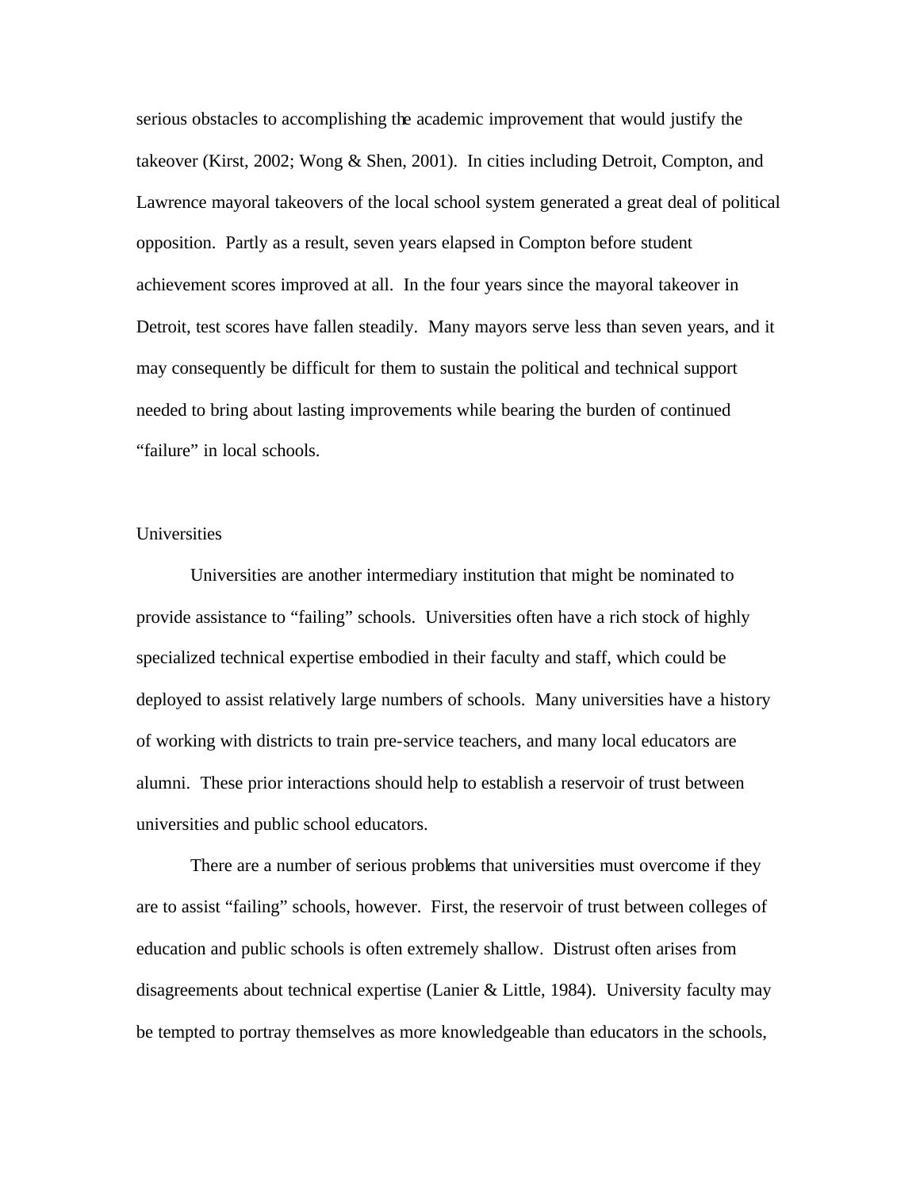serious obstacles to accomplishing the academic improvement that would justify the takeover (Kirst, 2002; Wong & Shen, 2001). In cities including Detroit, Compton, and Lawrence mayoral takeovers of the local school system generated a great deal of political opposition. Partly as a result, seven years elapsed in Compton before student achievement scores improved at all. In the four years since the mayoral takeover in Detroit, test scores have fallen steadily. Many mayors serve less than seven years, and it may consequently be difficult for them to sustain the political and technical support needed to bring about lasting improvements while bearing the burden of continued "failure" in local schools.

### Universities

Universities are another intermediary institution that might be nominated to provide assistance to "failing" schools. Universities often have a rich stock of highly specialized technical expertise embodied in their faculty and staff, which could be deployed to assist relatively large numbers of schools. Many universities have a history of working with districts to train pre-service teachers, and many local educators are alumni. These prior interactions should help to establish a reservoir of trust between universities and public school educators.

There are a number of serious problems that universities must overcome if they are to assist "failing" schools, however. First, the reservoir of trust between colleges of education and public schools is often extremely shallow. Distrust often arises from disagreements about technical expertise (Lanier & Little, 1984). University faculty may be tempted to portray themselves as more knowledgeable than educators in the schools,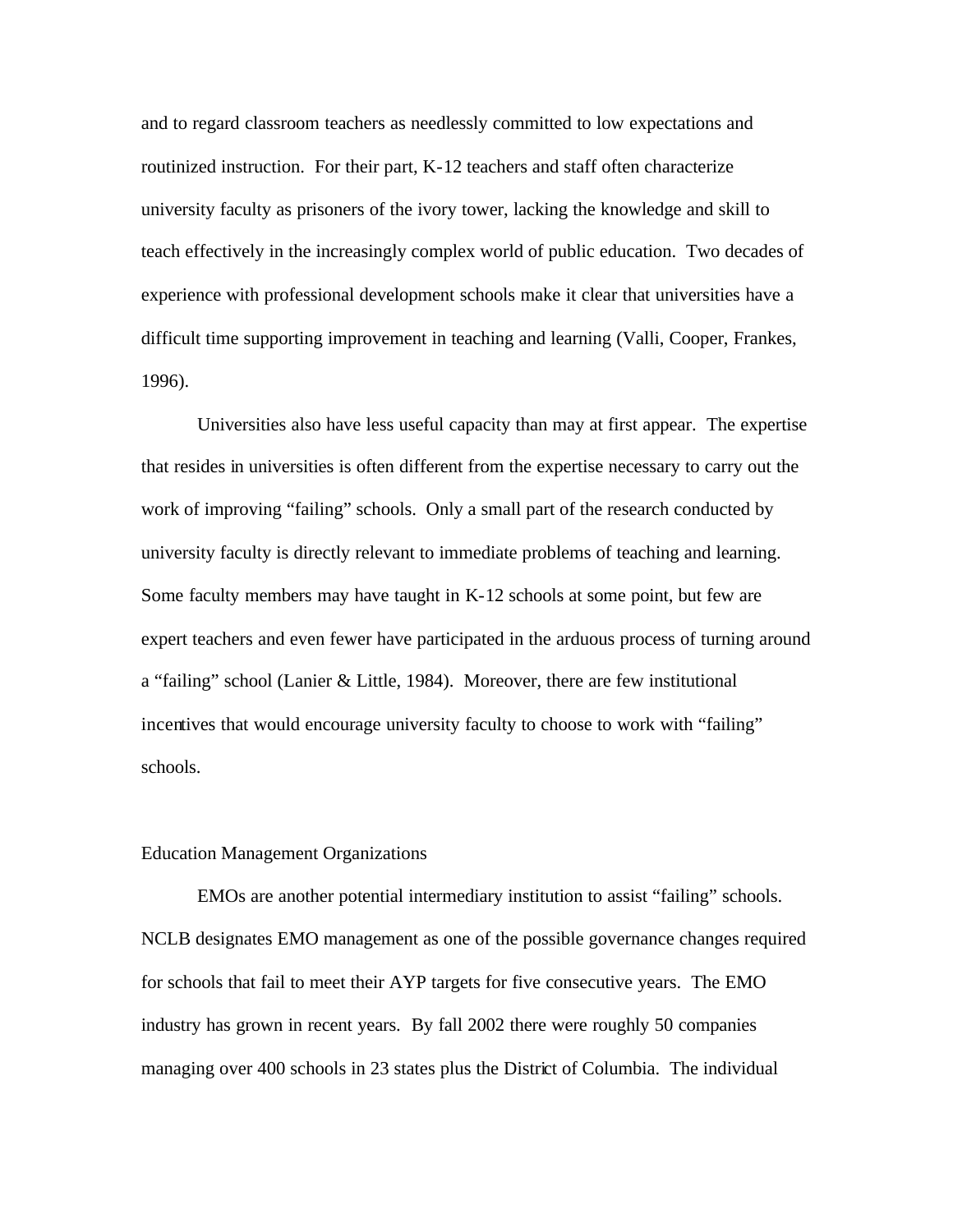and to regard classroom teachers as needlessly committed to low expectations and routinized instruction. For their part, K-12 teachers and staff often characterize university faculty as prisoners of the ivory tower, lacking the knowledge and skill to teach effectively in the increasingly complex world of public education. Two decades of experience with professional development schools make it clear that universities have a difficult time supporting improvement in teaching and learning (Valli, Cooper, Frankes, 1996).

Universities also have less useful capacity than may at first appear. The expertise that resides in universities is often different from the expertise necessary to carry out the work of improving "failing" schools. Only a small part of the research conducted by university faculty is directly relevant to immediate problems of teaching and learning. Some faculty members may have taught in K-12 schools at some point, but few are expert teachers and even fewer have participated in the arduous process of turning around a "failing" school (Lanier & Little, 1984). Moreover, there are few institutional incentives that would encourage university faculty to choose to work with "failing" schools.

## Education Management Organizations

EMOs are another potential intermediary institution to assist "failing" schools. NCLB designates EMO management as one of the possible governance changes required for schools that fail to meet their AYP targets for five consecutive years. The EMO industry has grown in recent years. By fall 2002 there were roughly 50 companies managing over 400 schools in 23 states plus the District of Columbia. The individual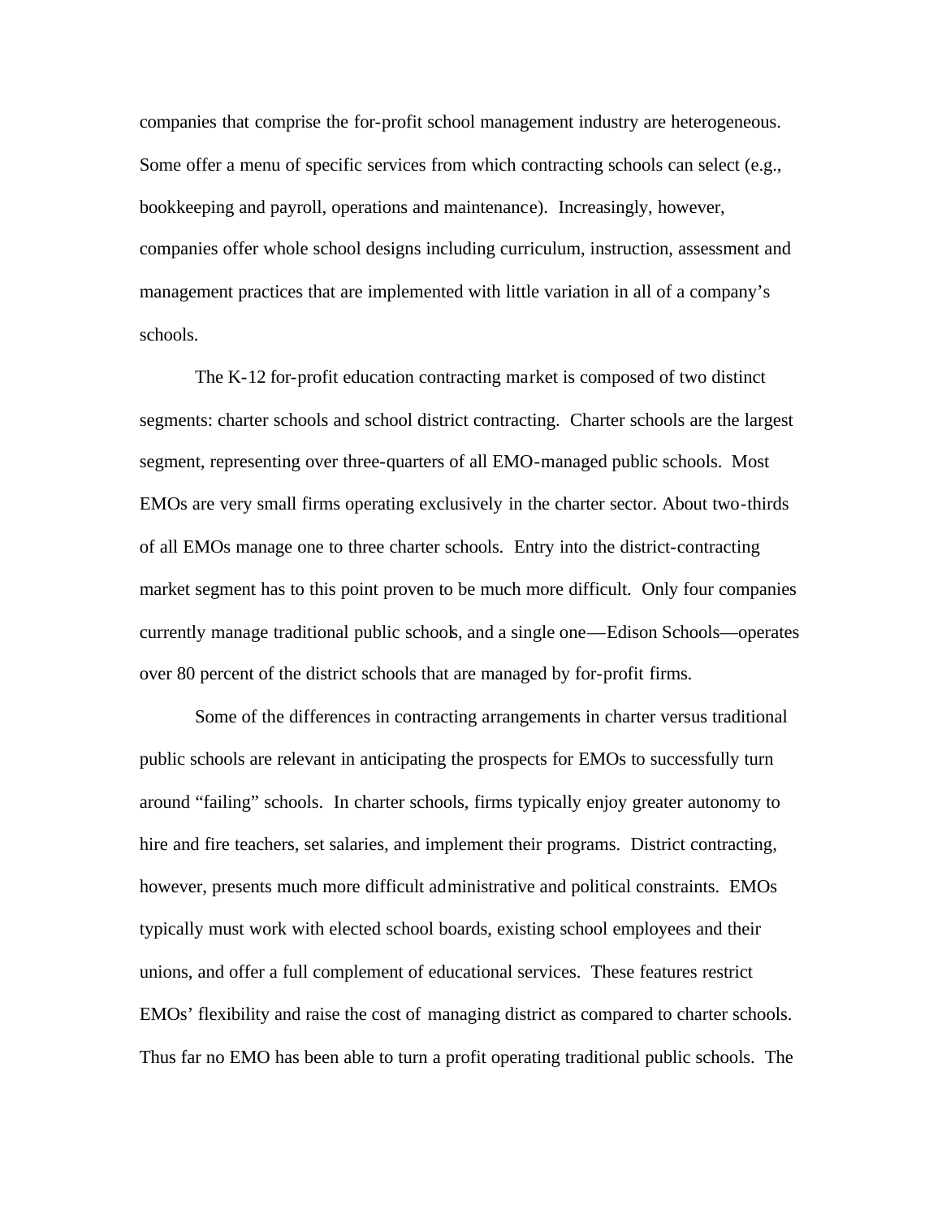companies that comprise the for-profit school management industry are heterogeneous. Some offer a menu of specific services from which contracting schools can select (e.g., bookkeeping and payroll, operations and maintenance). Increasingly, however, companies offer whole school designs including curriculum, instruction, assessment and management practices that are implemented with little variation in all of a company's schools.

The K-12 for-profit education contracting market is composed of two distinct segments: charter schools and school district contracting. Charter schools are the largest segment, representing over three-quarters of all EMO-managed public schools. Most EMOs are very small firms operating exclusively in the charter sector. About two-thirds of all EMOs manage one to three charter schools. Entry into the district-contracting market segment has to this point proven to be much more difficult. Only four companies currently manage traditional public schools, and a single one—Edison Schools—operates over 80 percent of the district schools that are managed by for-profit firms.

Some of the differences in contracting arrangements in charter versus traditional public schools are relevant in anticipating the prospects for EMOs to successfully turn around "failing" schools. In charter schools, firms typically enjoy greater autonomy to hire and fire teachers, set salaries, and implement their programs. District contracting, however, presents much more difficult administrative and political constraints. EMOs typically must work with elected school boards, existing school employees and their unions, and offer a full complement of educational services. These features restrict EMOs' flexibility and raise the cost of managing district as compared to charter schools. Thus far no EMO has been able to turn a profit operating traditional public schools. The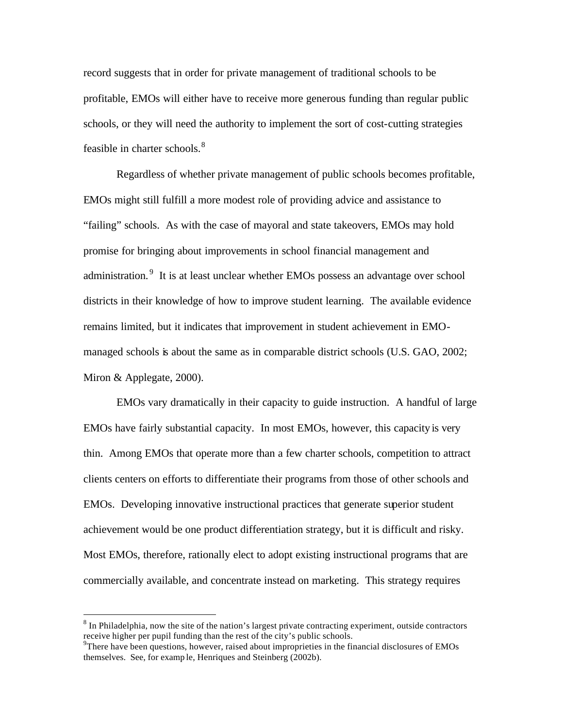record suggests that in order for private management of traditional schools to be profitable, EMOs will either have to receive more generous funding than regular public schools, or they will need the authority to implement the sort of cost-cutting strategies feasible in charter schools.[8]

Regardless of whether private management of public schools becomes profitable, EMOs might still fulfill a more modest role of providing advice and assistance to "failing" schools. As with the case of mayoral and state takeovers, EMOs may hold promise for bringing about improvements in school financial management and administration.[9] It is at least unclear whether EMOs possess an advantage over school districts in their knowledge of how to improve student learning. The available evidence remains limited, but it indicates that improvement in student achievement in EMO-managed schools is about the same as in comparable district schools (U.S. GAO, 2002; Miron & Applegate, 2000).

EMOs vary dramatically in their capacity to guide instruction. A handful of large EMOs have fairly substantial capacity. In most EMOs, however, this capacity is very thin. Among EMOs that operate more than a few charter schools, competition to attract clients centers on efforts to differentiate their programs from those of other schools and EMOs. Developing innovative instructional practices that generate superior student achievement would be one product differentiation strategy, but it is difficult and risky. Most EMOs, therefore, rationally elect to adopt existing instructional programs that are commercially available, and concentrate instead on marketing. This strategy requires

---

[8] In Philadelphia, now the site of the nation's largest private contracting experiment, outside contractors receive higher per pupil funding than the rest of the city's public schools.

[9] There have been questions, however, raised about improprieties in the financial disclosures of EMOs themselves. See, for example, Henriques and Steinberg (2002b).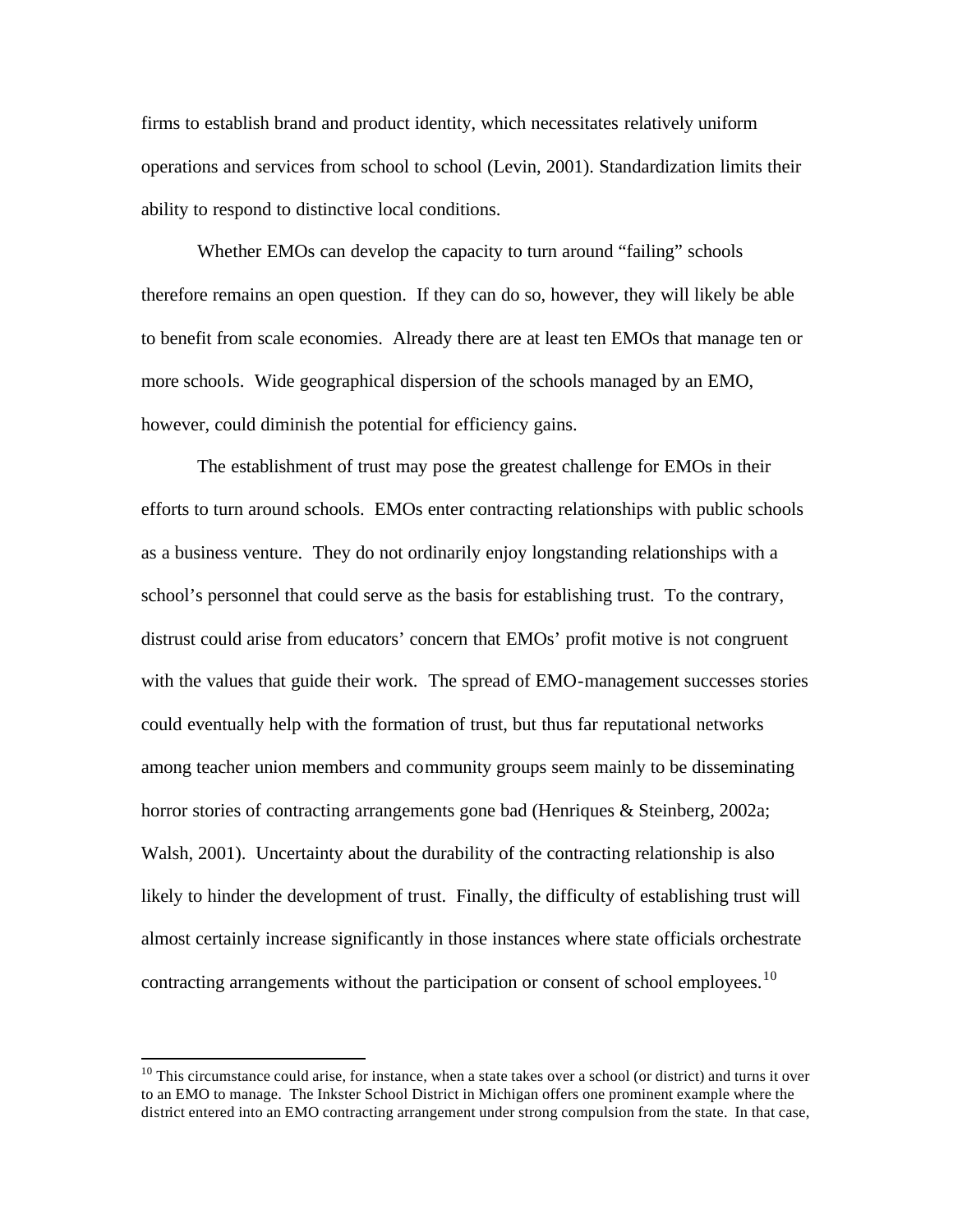firms to establish brand and product identity, which necessitates relatively uniform operations and services from school to school (Levin, 2001). Standardization limits their ability to respond to distinctive local conditions.

Whether EMOs can develop the capacity to turn around "failing" schools therefore remains an open question. If they can do so, however, they will likely be able to benefit from scale economies. Already there are at least ten EMOs that manage ten or more schools. Wide geographical dispersion of the schools managed by an EMO, however, could diminish the potential for efficiency gains.

The establishment of trust may pose the greatest challenge for EMOs in their efforts to turn around schools. EMOs enter contracting relationships with public schools as a business venture. They do not ordinarily enjoy longstanding relationships with a school's personnel that could serve as the basis for establishing trust. To the contrary, distrust could arise from educators' concern that EMOs' profit motive is not congruent with the values that guide their work. The spread of EMO-management successes stories could eventually help with the formation of trust, but thus far reputational networks among teacher union members and community groups seem mainly to be disseminating horror stories of contracting arrangements gone bad (Henriques & Steinberg, 2002a; Walsh, 2001). Uncertainty about the durability of the contracting relationship is also likely to hinder the development of trust. Finally, the difficulty of establishing trust will almost certainly increase significantly in those instances where state officials orchestrate contracting arrangements without the participation or consent of school employees.[10]

---

[10] This circumstance could arise, for instance, when a state takes over a school (or district) and turns it over to an EMO to manage. The Inkster School District in Michigan offers one prominent example where the district entered into an EMO contracting arrangement under strong compulsion from the state. In that case,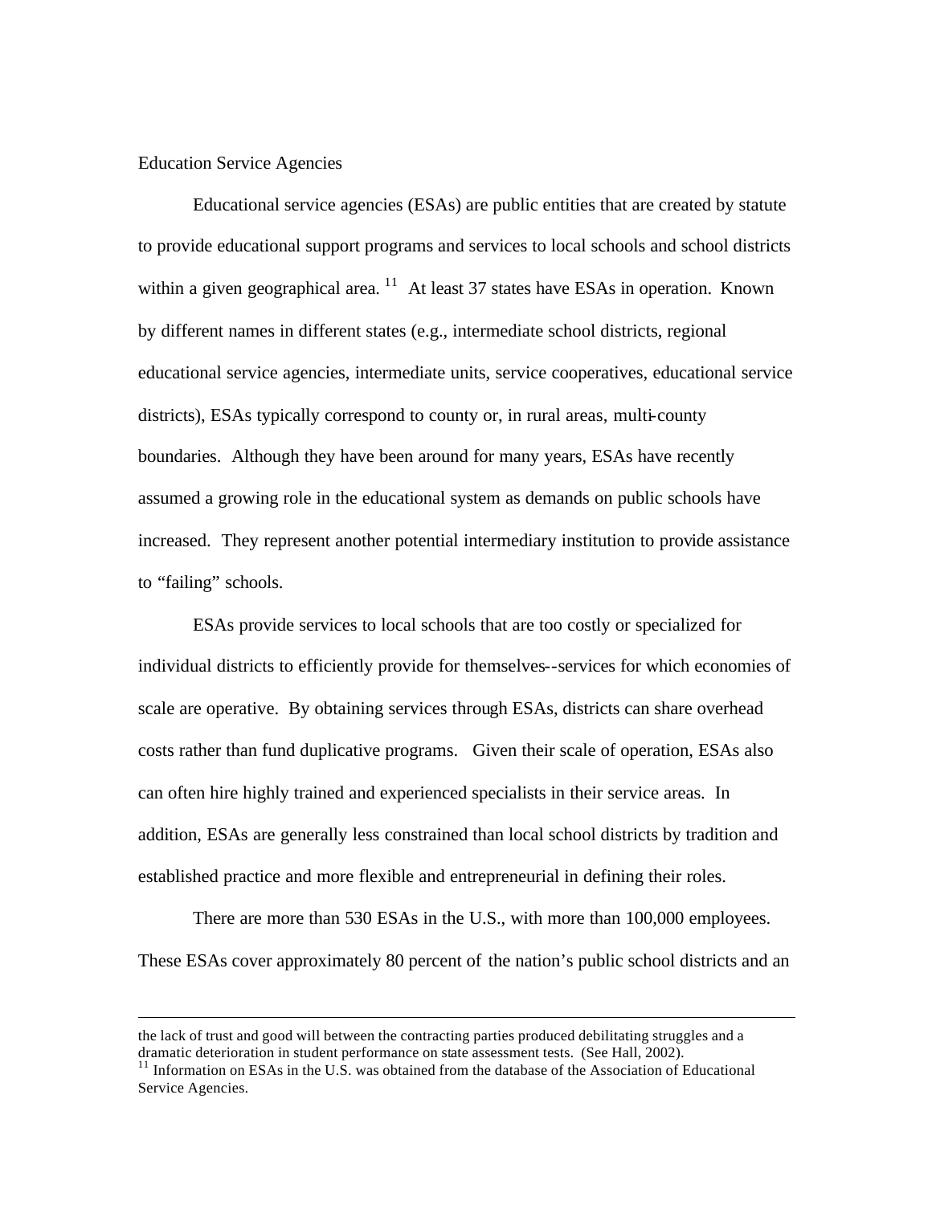Education Service Agencies

Educational service agencies (ESAs) are public entities that are created by statute to provide educational support programs and services to local schools and school districts within a given geographical area. [11] At least 37 states have ESAs in operation. Known by different names in different states (e.g., intermediate school districts, regional educational service agencies, intermediate units, service cooperatives, educational service districts), ESAs typically correspond to county or, in rural areas, multi-county boundaries. Although they have been around for many years, ESAs have recently assumed a growing role in the educational system as demands on public schools have increased. They represent another potential intermediary institution to provide assistance to "failing" schools.

ESAs provide services to local schools that are too costly or specialized for individual districts to efficiently provide for themselves--services for which economies of scale are operative. By obtaining services through ESAs, districts can share overhead costs rather than fund duplicative programs. Given their scale of operation, ESAs also can often hire highly trained and experienced specialists in their service areas. In addition, ESAs are generally less constrained than local school districts by tradition and established practice and more flexible and entrepreneurial in defining their roles.

There are more than 530 ESAs in the U.S., with more than 100,000 employees. These ESAs cover approximately 80 percent of the nation's public school districts and an

---

the lack of trust and good will between the contracting parties produced debilitating struggles and a dramatic deterioration in student performance on state assessment tests. (See Hall, 2002).

[11] Information on ESAs in the U.S. was obtained from the database of the Association of Educational Service Agencies.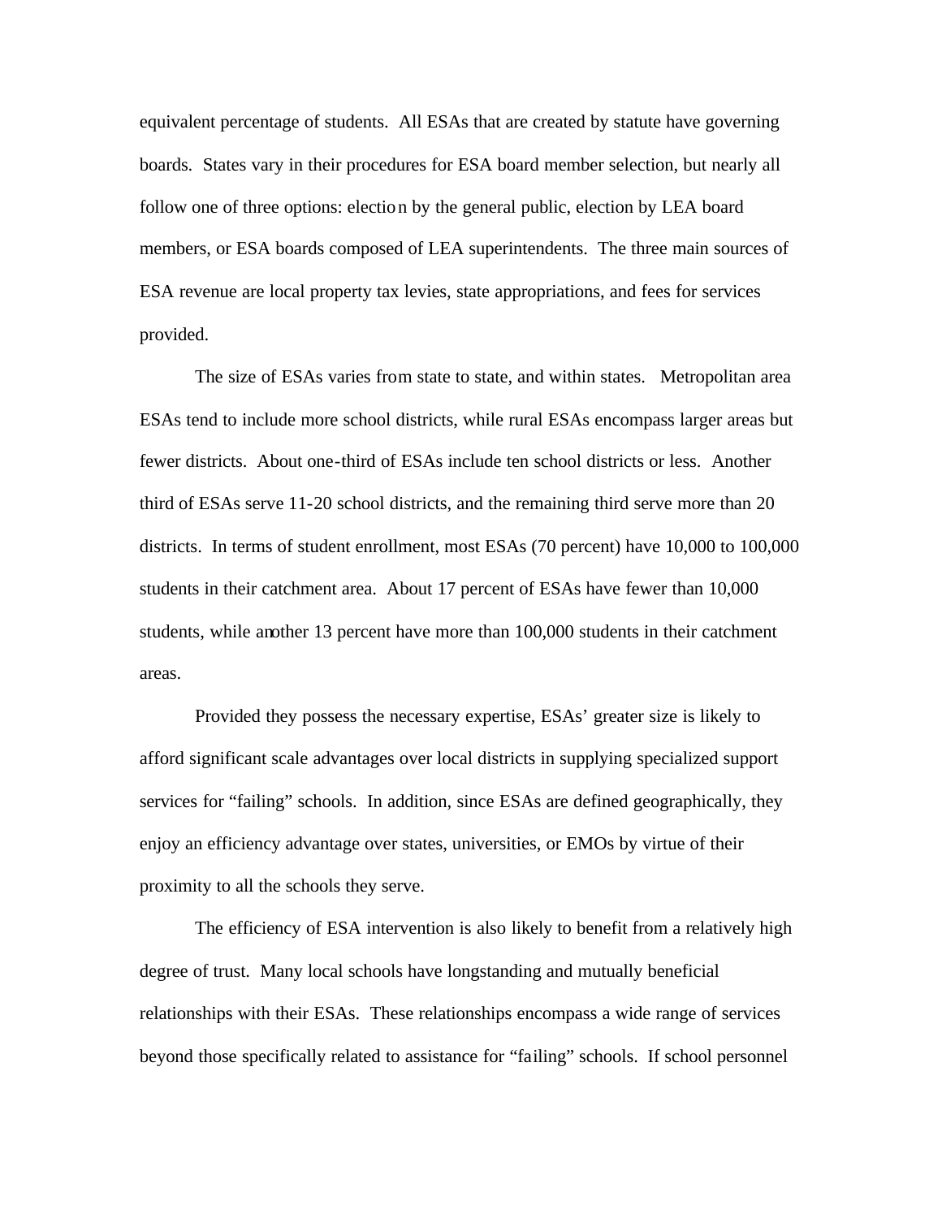equivalent percentage of students. All ESAs that are created by statute have governing boards. States vary in their procedures for ESA board member selection, but nearly all follow one of three options: election by the general public, election by LEA board members, or ESA boards composed of LEA superintendents. The three main sources of ESA revenue are local property tax levies, state appropriations, and fees for services provided.

The size of ESAs varies from state to state, and within states. Metropolitan area ESAs tend to include more school districts, while rural ESAs encompass larger areas but fewer districts. About one-third of ESAs include ten school districts or less. Another third of ESAs serve 11-20 school districts, and the remaining third serve more than 20 districts. In terms of student enrollment, most ESAs (70 percent) have 10,000 to 100,000 students in their catchment area. About 17 percent of ESAs have fewer than 10,000 students, while another 13 percent have more than 100,000 students in their catchment areas.

Provided they possess the necessary expertise, ESAs' greater size is likely to afford significant scale advantages over local districts in supplying specialized support services for "failing" schools. In addition, since ESAs are defined geographically, they enjoy an efficiency advantage over states, universities, or EMOs by virtue of their proximity to all the schools they serve.

The efficiency of ESA intervention is also likely to benefit from a relatively high degree of trust. Many local schools have longstanding and mutually beneficial relationships with their ESAs. These relationships encompass a wide range of services beyond those specifically related to assistance for "failing" schools. If school personnel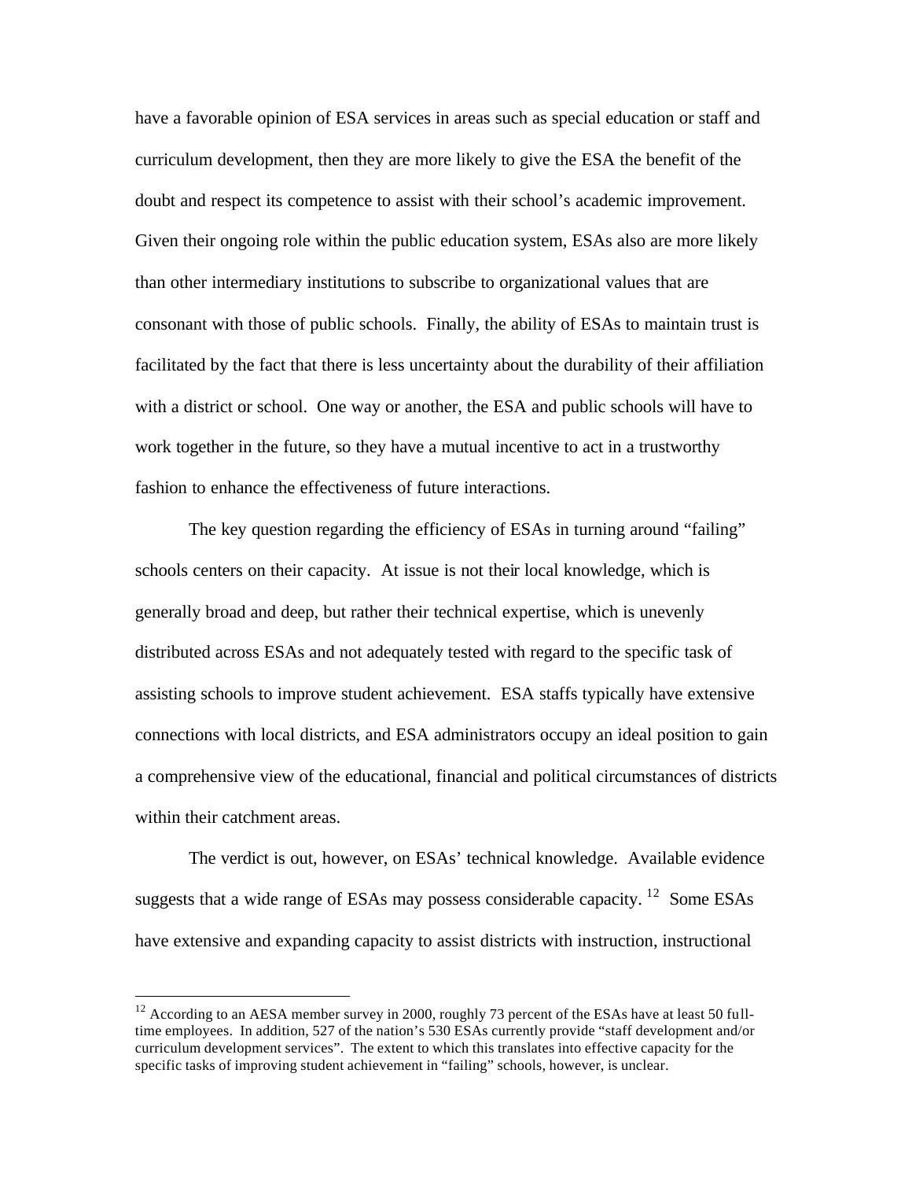have a favorable opinion of ESA services in areas such as special education or staff and curriculum development, then they are more likely to give the ESA the benefit of the doubt and respect its competence to assist with their school's academic improvement. Given their ongoing role within the public education system, ESAs also are more likely than other intermediary institutions to subscribe to organizational values that are consonant with those of public schools. Finally, the ability of ESAs to maintain trust is facilitated by the fact that there is less uncertainty about the durability of their affiliation with a district or school. One way or another, the ESA and public schools will have to work together in the future, so they have a mutual incentive to act in a trustworthy fashion to enhance the effectiveness of future interactions.

The key question regarding the efficiency of ESAs in turning around "failing" schools centers on their capacity. At issue is not their local knowledge, which is generally broad and deep, but rather their technical expertise, which is unevenly distributed across ESAs and not adequately tested with regard to the specific task of assisting schools to improve student achievement. ESA staffs typically have extensive connections with local districts, and ESA administrators occupy an ideal position to gain a comprehensive view of the educational, financial and political circumstances of districts within their catchment areas.

The verdict is out, however, on ESAs' technical knowledge. Available evidence suggests that a wide range of ESAs may possess considerable capacity. [12] Some ESAs have extensive and expanding capacity to assist districts with instruction, instructional

---

[12] According to an AESA member survey in 2000, roughly 73 percent of the ESAs have at least 50 full-time employees. In addition, 527 of the nation's 530 ESAs currently provide "staff development and/or curriculum development services". The extent to which this translates into effective capacity for the specific tasks of improving student achievement in "failing" schools, however, is unclear.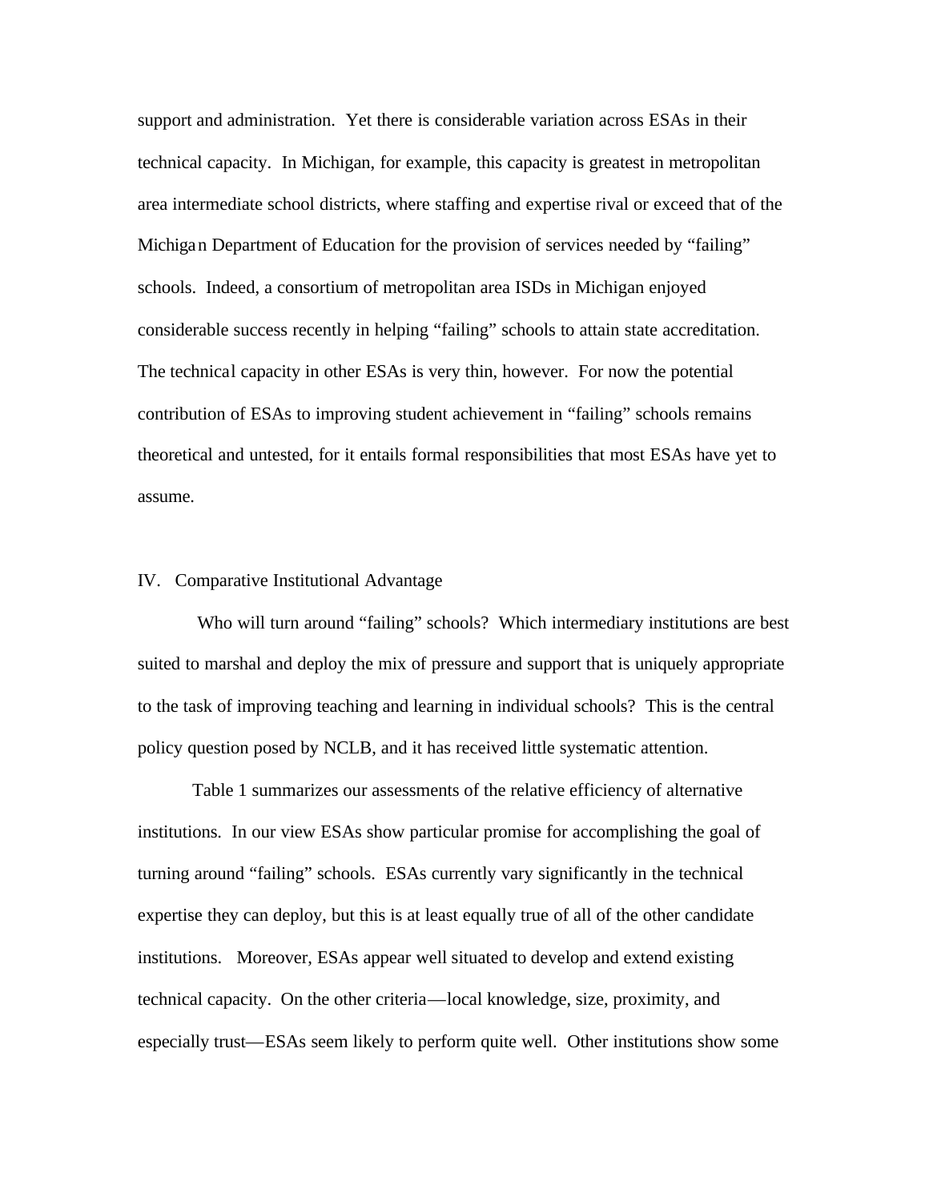support and administration. Yet there is considerable variation across ESAs in their technical capacity. In Michigan, for example, this capacity is greatest in metropolitan area intermediate school districts, where staffing and expertise rival or exceed that of the Michigan Department of Education for the provision of services needed by "failing" schools. Indeed, a consortium of metropolitan area ISDs in Michigan enjoyed considerable success recently in helping "failing" schools to attain state accreditation. The technical capacity in other ESAs is very thin, however. For now the potential contribution of ESAs to improving student achievement in "failing" schools remains theoretical and untested, for it entails formal responsibilities that most ESAs have yet to assume.

## IV. Comparative Institutional Advantage

Who will turn around "failing" schools? Which intermediary institutions are best suited to marshal and deploy the mix of pressure and support that is uniquely appropriate to the task of improving teaching and learning in individual schools? This is the central policy question posed by NCLB, and it has received little systematic attention.

Table 1 summarizes our assessments of the relative efficiency of alternative institutions. In our view ESAs show particular promise for accomplishing the goal of turning around "failing" schools. ESAs currently vary significantly in the technical expertise they can deploy, but this is at least equally true of all of the other candidate institutions. Moreover, ESAs appear well situated to develop and extend existing technical capacity. On the other criteria—local knowledge, size, proximity, and especially trust—ESAs seem likely to perform quite well. Other institutions show some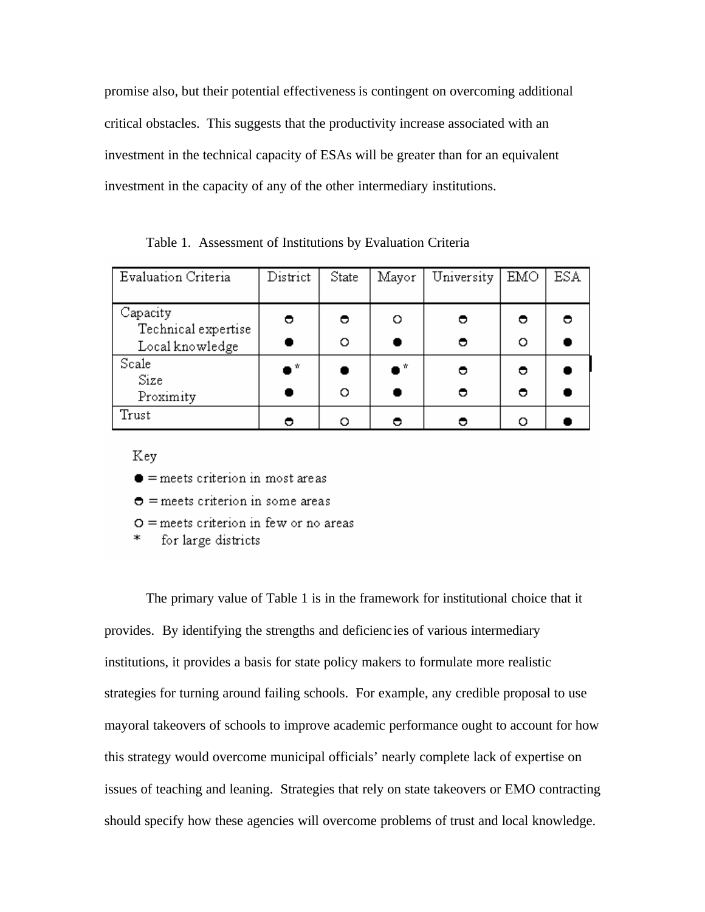promise also, but their potential effectiveness is contingent on overcoming additional critical obstacles. This suggests that the productivity increase associated with an investment in the technical capacity of ESAs will be greater than for an equivalent investment in the capacity of any of the other intermediary institutions.

Table 1. Assessment of Institutions by Evaluation Criteria

| Evaluation Criteria | District | State | Mayor | University | EMO | ESA |
|---|---|---|---|---|---|---|
| Capacity | | | | | | |
| Technical expertise | ◓ | ◓ | ○ | ◓ | ◓ | ◓ |
| Local knowledge | ● | ○ | ● | ◓ | ○ | ● |
| Scale | | | | | | |
| Size | ●* | ● | ●* | ◓ | ◓ | ● |
| Proximity | ● | ○ | ● | ◓ | ◓ | ● |
| Trust | ◓ | ○ | ◓ | ◓ | ○ | ● |

Key
● = meets criterion in most areas
◓ = meets criterion in some areas
○ = meets criterion in few or no areas
* for large districts

The primary value of Table 1 is in the framework for institutional choice that it provides. By identifying the strengths and deficiencies of various intermediary institutions, it provides a basis for state policy makers to formulate more realistic strategies for turning around failing schools. For example, any credible proposal to use mayoral takeovers of schools to improve academic performance ought to account for how this strategy would overcome municipal officials' nearly complete lack of expertise on issues of teaching and leaning. Strategies that rely on state takeovers or EMO contracting should specify how these agencies will overcome problems of trust and local knowledge.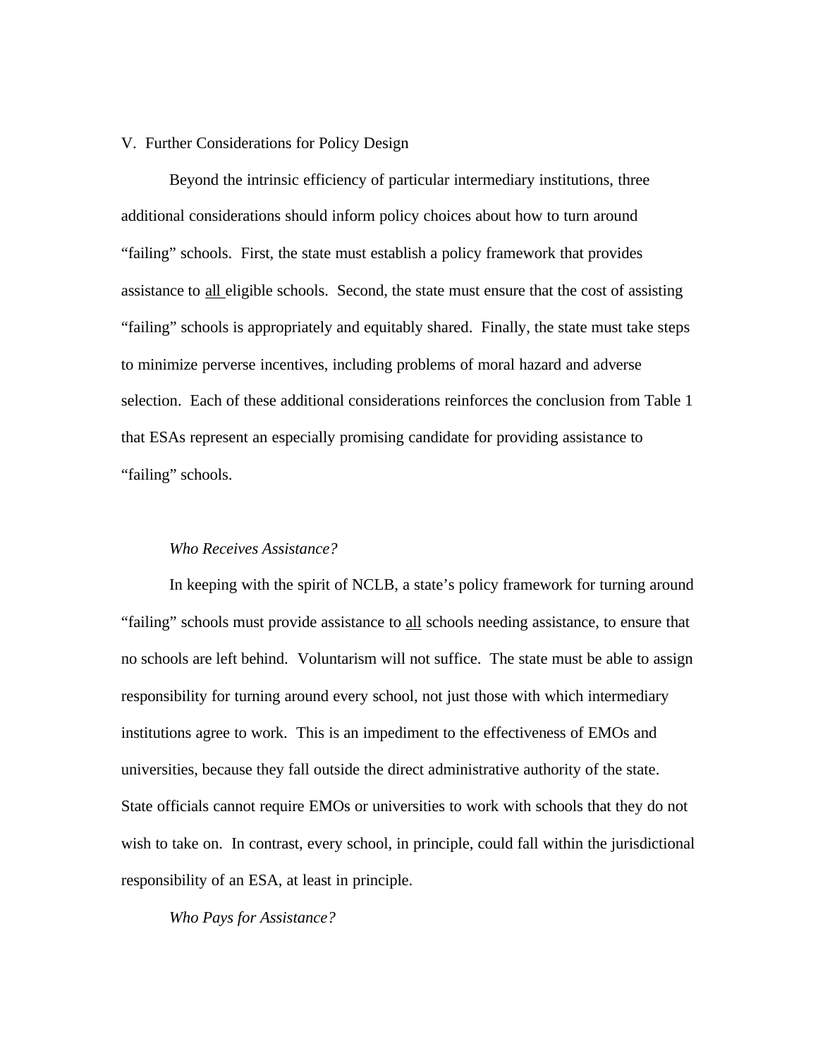## V. Further Considerations for Policy Design

Beyond the intrinsic efficiency of particular intermediary institutions, three additional considerations should inform policy choices about how to turn around "failing" schools. First, the state must establish a policy framework that provides assistance to <u>all</u> eligible schools. Second, the state must ensure that the cost of assisting "failing" schools is appropriately and equitably shared. Finally, the state must take steps to minimize perverse incentives, including problems of moral hazard and adverse selection. Each of these additional considerations reinforces the conclusion from Table 1 that ESAs represent an especially promising candidate for providing assistance to "failing" schools.

### *Who Receives Assistance?*

In keeping with the spirit of NCLB, a state's policy framework for turning around "failing" schools must provide assistance to <u>all</u> schools needing assistance, to ensure that no schools are left behind. Voluntarism will not suffice. The state must be able to assign responsibility for turning around every school, not just those with which intermediary institutions agree to work. This is an impediment to the effectiveness of EMOs and universities, because they fall outside the direct administrative authority of the state. State officials cannot require EMOs or universities to work with schools that they do not wish to take on. In contrast, every school, in principle, could fall within the jurisdictional responsibility of an ESA, at least in principle.

### *Who Pays for Assistance?*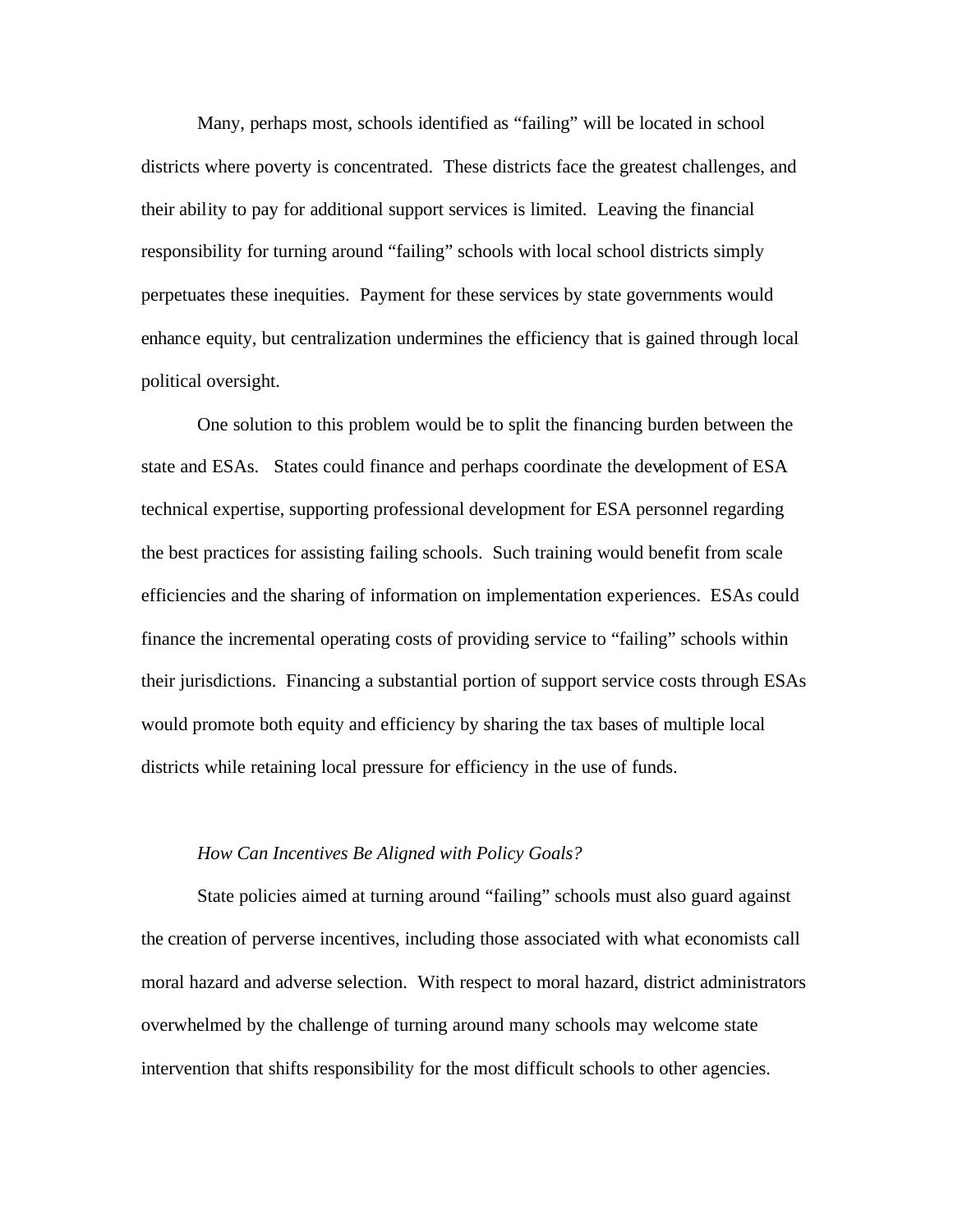Many, perhaps most, schools identified as "failing" will be located in school districts where poverty is concentrated. These districts face the greatest challenges, and their ability to pay for additional support services is limited. Leaving the financial responsibility for turning around "failing" schools with local school districts simply perpetuates these inequities. Payment for these services by state governments would enhance equity, but centralization undermines the efficiency that is gained through local political oversight.

One solution to this problem would be to split the financing burden between the state and ESAs. States could finance and perhaps coordinate the development of ESA technical expertise, supporting professional development for ESA personnel regarding the best practices for assisting failing schools. Such training would benefit from scale efficiencies and the sharing of information on implementation experiences. ESAs could finance the incremental operating costs of providing service to "failing" schools within their jurisdictions. Financing a substantial portion of support service costs through ESAs would promote both equity and efficiency by sharing the tax bases of multiple local districts while retaining local pressure for efficiency in the use of funds.

*How Can Incentives Be Aligned with Policy Goals?*

State policies aimed at turning around "failing" schools must also guard against the creation of perverse incentives, including those associated with what economists call moral hazard and adverse selection. With respect to moral hazard, district administrators overwhelmed by the challenge of turning around many schools may welcome state intervention that shifts responsibility for the most difficult schools to other agencies.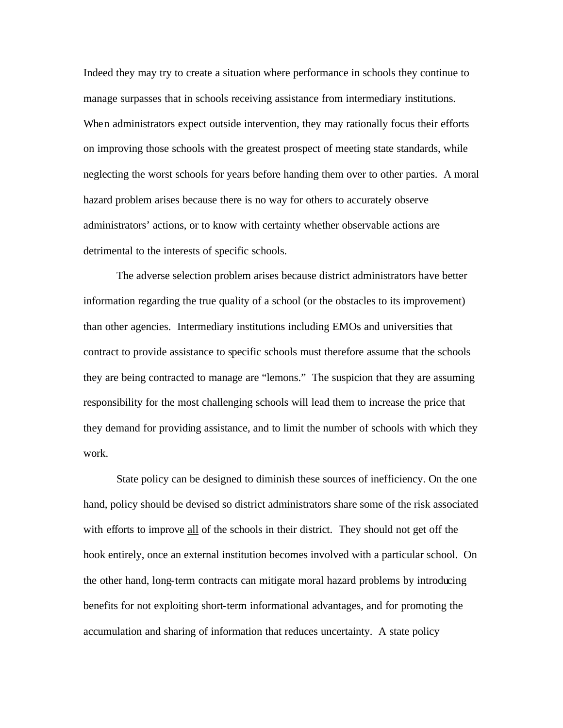Indeed they may try to create a situation where performance in schools they continue to manage surpasses that in schools receiving assistance from intermediary institutions. When administrators expect outside intervention, they may rationally focus their efforts on improving those schools with the greatest prospect of meeting state standards, while neglecting the worst schools for years before handing them over to other parties. A moral hazard problem arises because there is no way for others to accurately observe administrators' actions, or to know with certainty whether observable actions are detrimental to the interests of specific schools.

The adverse selection problem arises because district administrators have better information regarding the true quality of a school (or the obstacles to its improvement) than other agencies. Intermediary institutions including EMOs and universities that contract to provide assistance to specific schools must therefore assume that the schools they are being contracted to manage are "lemons." The suspicion that they are assuming responsibility for the most challenging schools will lead them to increase the price that they demand for providing assistance, and to limit the number of schools with which they work.

State policy can be designed to diminish these sources of inefficiency. On the one hand, policy should be devised so district administrators share some of the risk associated with efforts to improve <u>all</u> of the schools in their district. They should not get off the hook entirely, once an external institution becomes involved with a particular school. On the other hand, long-term contracts can mitigate moral hazard problems by introducing benefits for not exploiting short-term informational advantages, and for promoting the accumulation and sharing of information that reduces uncertainty. A state policy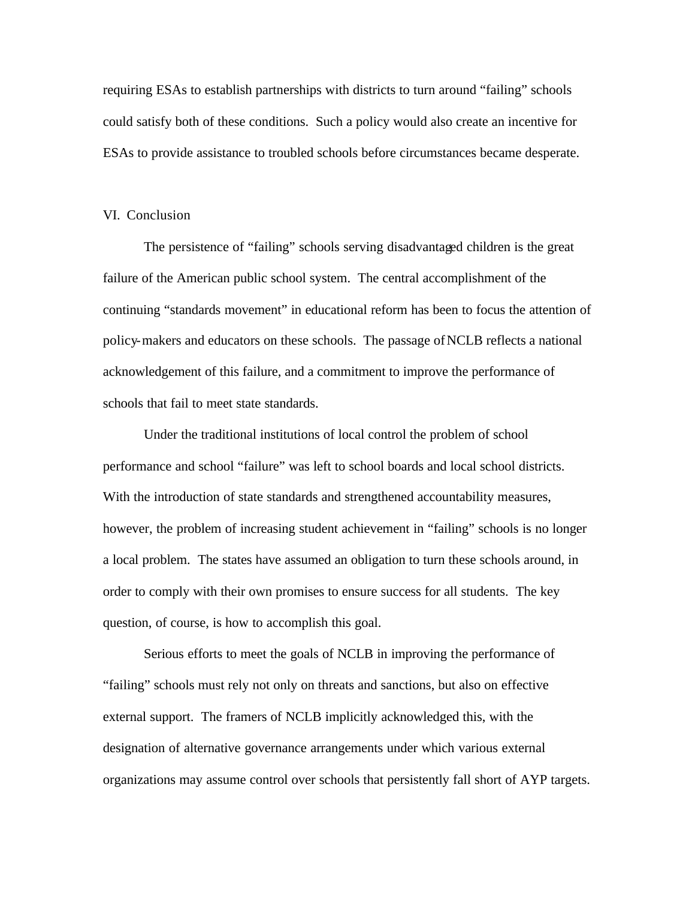requiring ESAs to establish partnerships with districts to turn around "failing" schools could satisfy both of these conditions. Such a policy would also create an incentive for ESAs to provide assistance to troubled schools before circumstances became desperate.

## VI. Conclusion

The persistence of "failing" schools serving disadvantaged children is the great failure of the American public school system. The central accomplishment of the continuing "standards movement" in educational reform has been to focus the attention of policy-makers and educators on these schools. The passage of NCLB reflects a national acknowledgement of this failure, and a commitment to improve the performance of schools that fail to meet state standards.

Under the traditional institutions of local control the problem of school performance and school "failure" was left to school boards and local school districts. With the introduction of state standards and strengthened accountability measures, however, the problem of increasing student achievement in "failing" schools is no longer a local problem. The states have assumed an obligation to turn these schools around, in order to comply with their own promises to ensure success for all students. The key question, of course, is how to accomplish this goal.

Serious efforts to meet the goals of NCLB in improving the performance of "failing" schools must rely not only on threats and sanctions, but also on effective external support. The framers of NCLB implicitly acknowledged this, with the designation of alternative governance arrangements under which various external organizations may assume control over schools that persistently fall short of AYP targets.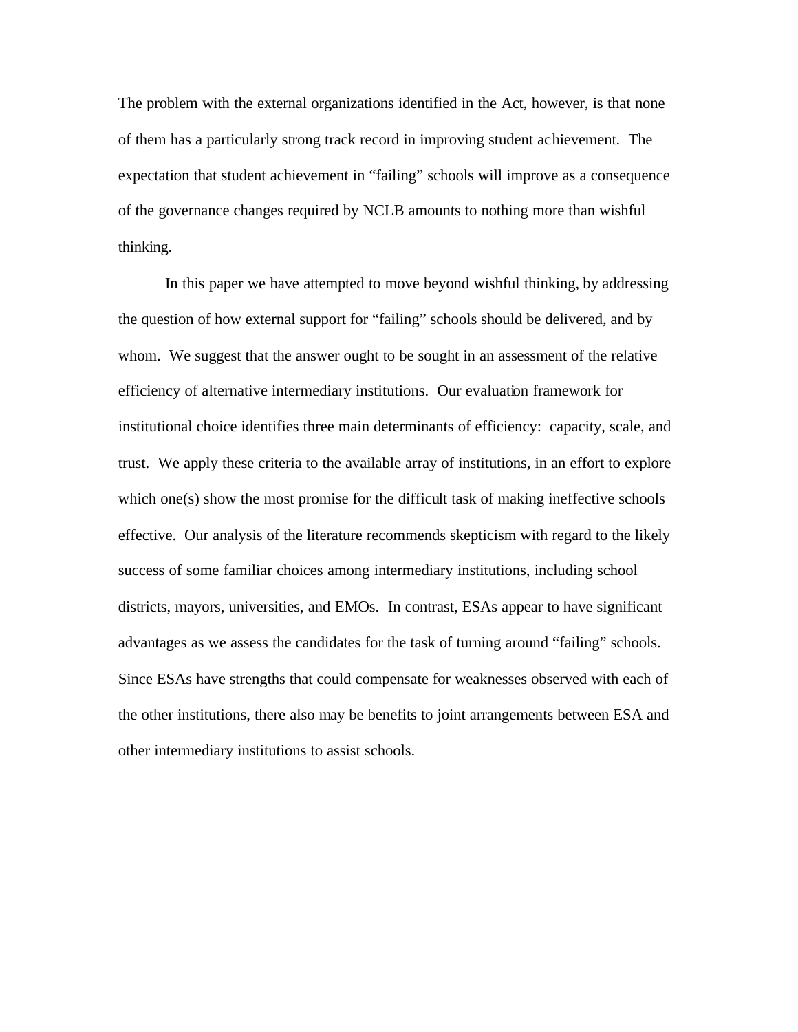The problem with the external organizations identified in the Act, however, is that none of them has a particularly strong track record in improving student achievement. The expectation that student achievement in "failing" schools will improve as a consequence of the governance changes required by NCLB amounts to nothing more than wishful thinking.

In this paper we have attempted to move beyond wishful thinking, by addressing the question of how external support for "failing" schools should be delivered, and by whom. We suggest that the answer ought to be sought in an assessment of the relative efficiency of alternative intermediary institutions. Our evaluation framework for institutional choice identifies three main determinants of efficiency: capacity, scale, and trust. We apply these criteria to the available array of institutions, in an effort to explore which one(s) show the most promise for the difficult task of making ineffective schools effective. Our analysis of the literature recommends skepticism with regard to the likely success of some familiar choices among intermediary institutions, including school districts, mayors, universities, and EMOs. In contrast, ESAs appear to have significant advantages as we assess the candidates for the task of turning around "failing" schools. Since ESAs have strengths that could compensate for weaknesses observed with each of the other institutions, there also may be benefits to joint arrangements between ESA and other intermediary institutions to assist schools.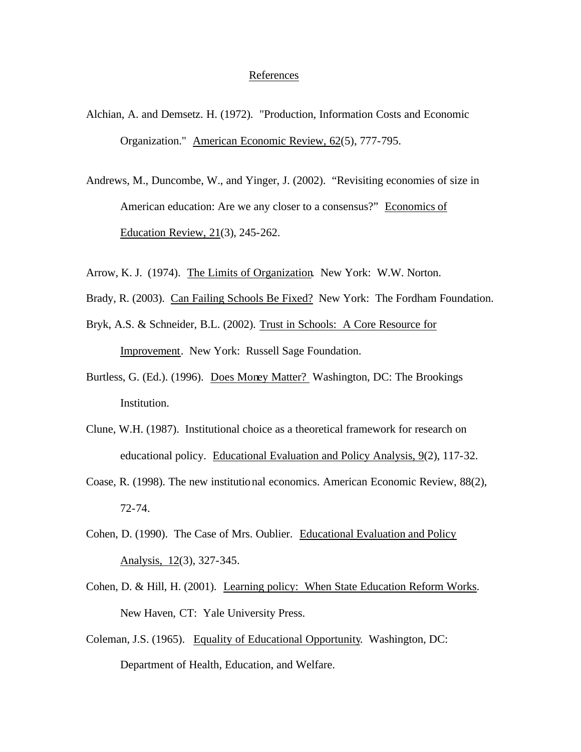## References

Alchian, A. and Demsetz. H. (1972). "Production, Information Costs and Economic Organization." American Economic Review, 62(5), 777-795.

Andrews, M., Duncombe, W., and Yinger, J. (2002). "Revisiting economies of size in American education: Are we any closer to a consensus?" Economics of Education Review, 21(3), 245-262.

Arrow, K. J. (1974). The Limits of Organization. New York: W.W. Norton.

Brady, R. (2003). Can Failing Schools Be Fixed? New York: The Fordham Foundation.

Bryk, A.S. & Schneider, B.L. (2002). Trust in Schools: A Core Resource for Improvement. New York: Russell Sage Foundation.

Burtless, G. (Ed.). (1996). Does Money Matter? Washington, DC: The Brookings Institution.

Clune, W.H. (1987). Institutional choice as a theoretical framework for research on educational policy. Educational Evaluation and Policy Analysis, 9(2), 117-32.

Coase, R. (1998). The new institutional economics. American Economic Review, 88(2), 72-74.

Cohen, D. (1990). The Case of Mrs. Oublier. Educational Evaluation and Policy Analysis, 12(3), 327-345.

Cohen, D. & Hill, H. (2001). Learning policy: When State Education Reform Works. New Haven, CT: Yale University Press.

Coleman, J.S. (1965). Equality of Educational Opportunity. Washington, DC: Department of Health, Education, and Welfare.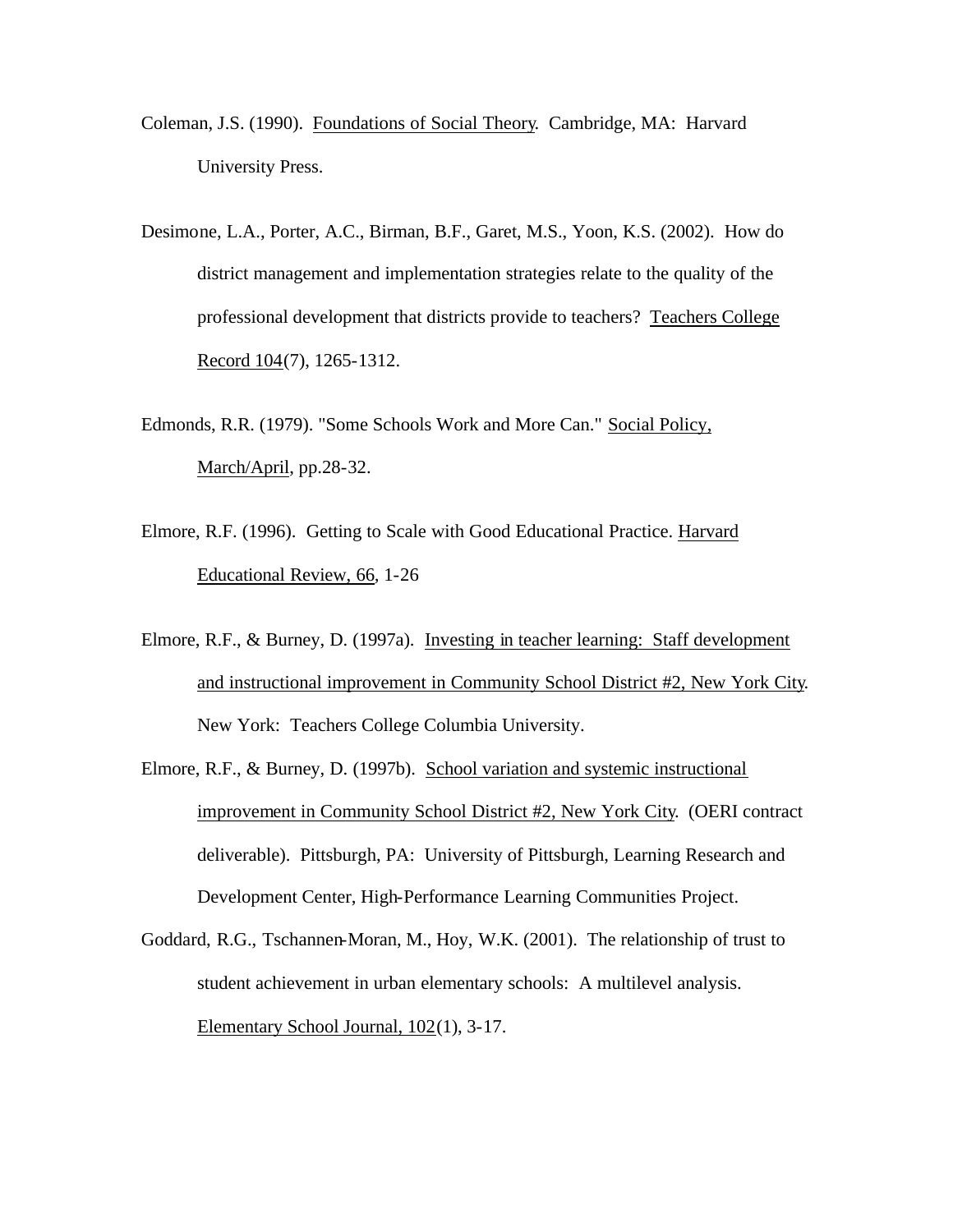Coleman, J.S. (1990). Foundations of Social Theory. Cambridge, MA: Harvard University Press.

Desimone, L.A., Porter, A.C., Birman, B.F., Garet, M.S., Yoon, K.S. (2002). How do district management and implementation strategies relate to the quality of the professional development that districts provide to teachers? Teachers College Record 104(7), 1265-1312.

Edmonds, R.R. (1979). "Some Schools Work and More Can." Social Policy, March/April, pp.28-32.

Elmore, R.F. (1996). Getting to Scale with Good Educational Practice. Harvard Educational Review, 66, 1-26

Elmore, R.F., & Burney, D. (1997a). Investing in teacher learning: Staff development and instructional improvement in Community School District #2, New York City. New York: Teachers College Columbia University.

Elmore, R.F., & Burney, D. (1997b). School variation and systemic instructional improvement in Community School District #2, New York City. (OERI contract deliverable). Pittsburgh, PA: University of Pittsburgh, Learning Research and Development Center, High-Performance Learning Communities Project.

Goddard, R.G., Tschannen-Moran, M., Hoy, W.K. (2001). The relationship of trust to student achievement in urban elementary schools: A multilevel analysis. Elementary School Journal, 102(1), 3-17.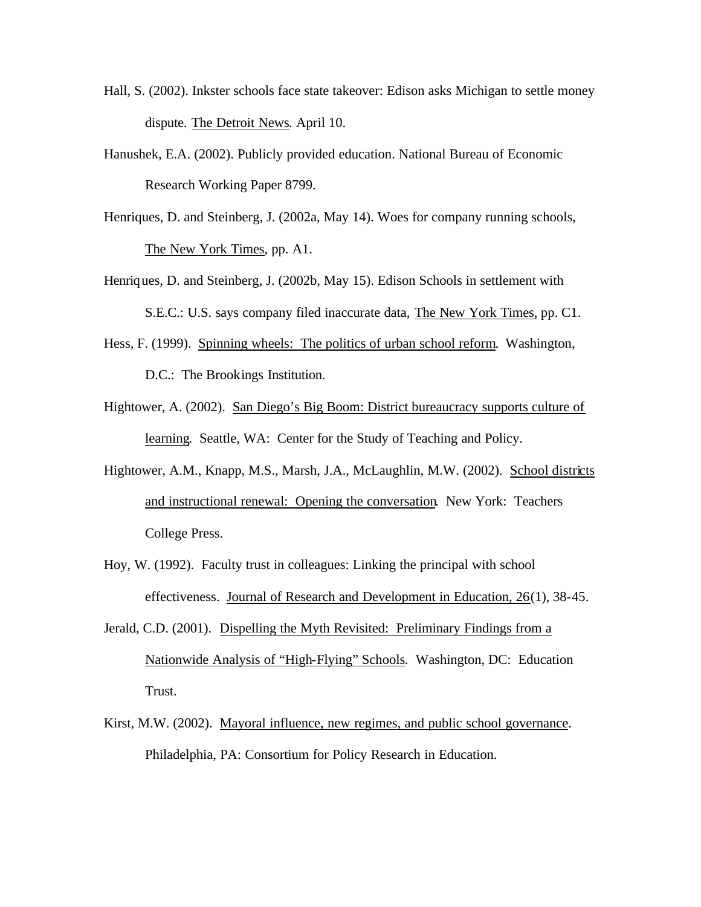Hall, S. (2002). Inkster schools face state takeover: Edison asks Michigan to settle money dispute. The Detroit News. April 10.

Hanushek, E.A. (2002). Publicly provided education. National Bureau of Economic Research Working Paper 8799.

Henriques, D. and Steinberg, J. (2002a, May 14). Woes for company running schools, The New York Times, pp. A1.

Henriques, D. and Steinberg, J. (2002b, May 15). Edison Schools in settlement with S.E.C.: U.S. says company filed inaccurate data, The New York Times, pp. C1.

Hess, F. (1999). Spinning wheels: The politics of urban school reform. Washington, D.C.: The Brookings Institution.

Hightower, A. (2002). San Diego's Big Boom: District bureaucracy supports culture of learning. Seattle, WA: Center for the Study of Teaching and Policy.

Hightower, A.M., Knapp, M.S., Marsh, J.A., McLaughlin, M.W. (2002). School districts and instructional renewal: Opening the conversation. New York: Teachers College Press.

Hoy, W. (1992). Faculty trust in colleagues: Linking the principal with school effectiveness. Journal of Research and Development in Education, 26(1), 38-45.

Jerald, C.D. (2001). Dispelling the Myth Revisited: Preliminary Findings from a Nationwide Analysis of "High-Flying" Schools. Washington, DC: Education Trust.

Kirst, M.W. (2002). Mayoral influence, new regimes, and public school governance. Philadelphia, PA: Consortium for Policy Research in Education.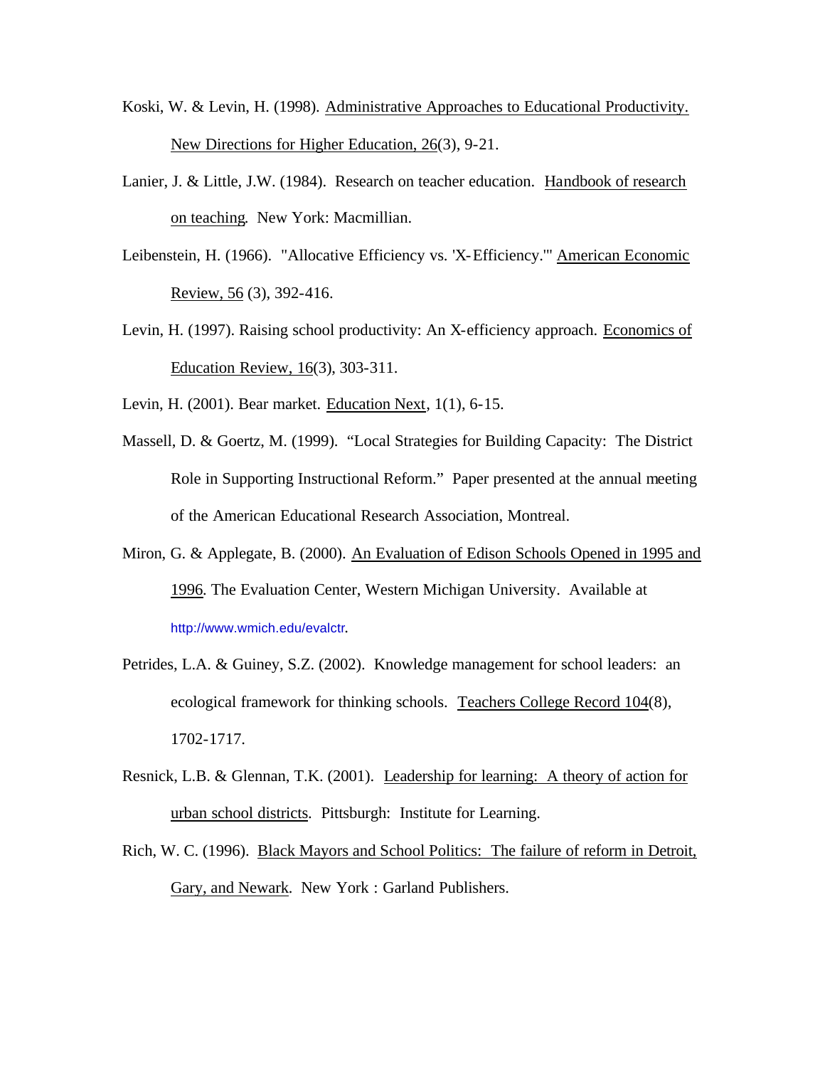Koski, W. & Levin, H. (1998). Administrative Approaches to Educational Productivity. New Directions for Higher Education, 26(3), 9-21.

Lanier, J. & Little, J.W. (1984). Research on teacher education. Handbook of research on teaching. New York: Macmillian.

Leibenstein, H. (1966). "Allocative Efficiency vs. 'X-Efficiency.'" American Economic Review, 56 (3), 392-416.

Levin, H. (1997). Raising school productivity: An X-efficiency approach. Economics of Education Review, 16(3), 303-311.

Levin, H. (2001). Bear market. Education Next, 1(1), 6-15.

Massell, D. & Goertz, M. (1999). "Local Strategies for Building Capacity: The District Role in Supporting Instructional Reform." Paper presented at the annual meeting of the American Educational Research Association, Montreal.

Miron, G. & Applegate, B. (2000). An Evaluation of Edison Schools Opened in 1995 and 1996. The Evaluation Center, Western Michigan University. Available at http://www.wmich.edu/evalctr.

Petrides, L.A. & Guiney, S.Z. (2002). Knowledge management for school leaders: an ecological framework for thinking schools. Teachers College Record 104(8), 1702-1717.

Resnick, L.B. & Glennan, T.K. (2001). Leadership for learning: A theory of action for urban school districts. Pittsburgh: Institute for Learning.

Rich, W. C. (1996). Black Mayors and School Politics: The failure of reform in Detroit, Gary, and Newark. New York : Garland Publishers.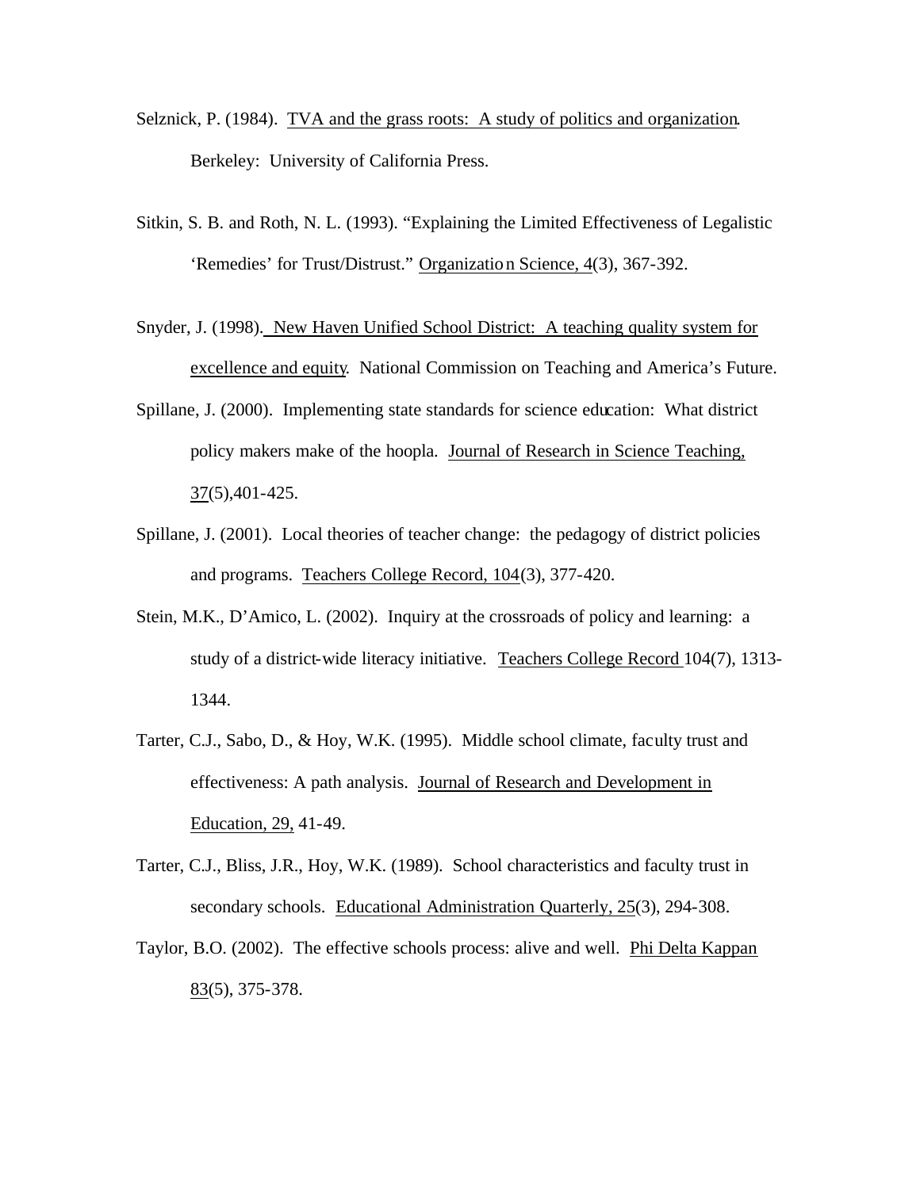Selznick, P. (1984). TVA and the grass roots: A study of politics and organization. Berkeley: University of California Press.

Sitkin, S. B. and Roth, N. L. (1993). "Explaining the Limited Effectiveness of Legalistic 'Remedies' for Trust/Distrust." Organization Science, 4(3), 367-392.

Snyder, J. (1998). New Haven Unified School District: A teaching quality system for excellence and equity. National Commission on Teaching and America's Future.

Spillane, J. (2000). Implementing state standards for science education: What district policy makers make of the hoopla. Journal of Research in Science Teaching, 37(5),401-425.

Spillane, J. (2001). Local theories of teacher change: the pedagogy of district policies and programs. Teachers College Record, 104(3), 377-420.

Stein, M.K., D'Amico, L. (2002). Inquiry at the crossroads of policy and learning: a study of a district-wide literacy initiative. Teachers College Record 104(7), 1313-1344.

Tarter, C.J., Sabo, D., & Hoy, W.K. (1995). Middle school climate, faculty trust and effectiveness: A path analysis. Journal of Research and Development in Education, 29, 41-49.

Tarter, C.J., Bliss, J.R., Hoy, W.K. (1989). School characteristics and faculty trust in secondary schools. Educational Administration Quarterly, 25(3), 294-308.

Taylor, B.O. (2002). The effective schools process: alive and well. Phi Delta Kappan 83(5), 375-378.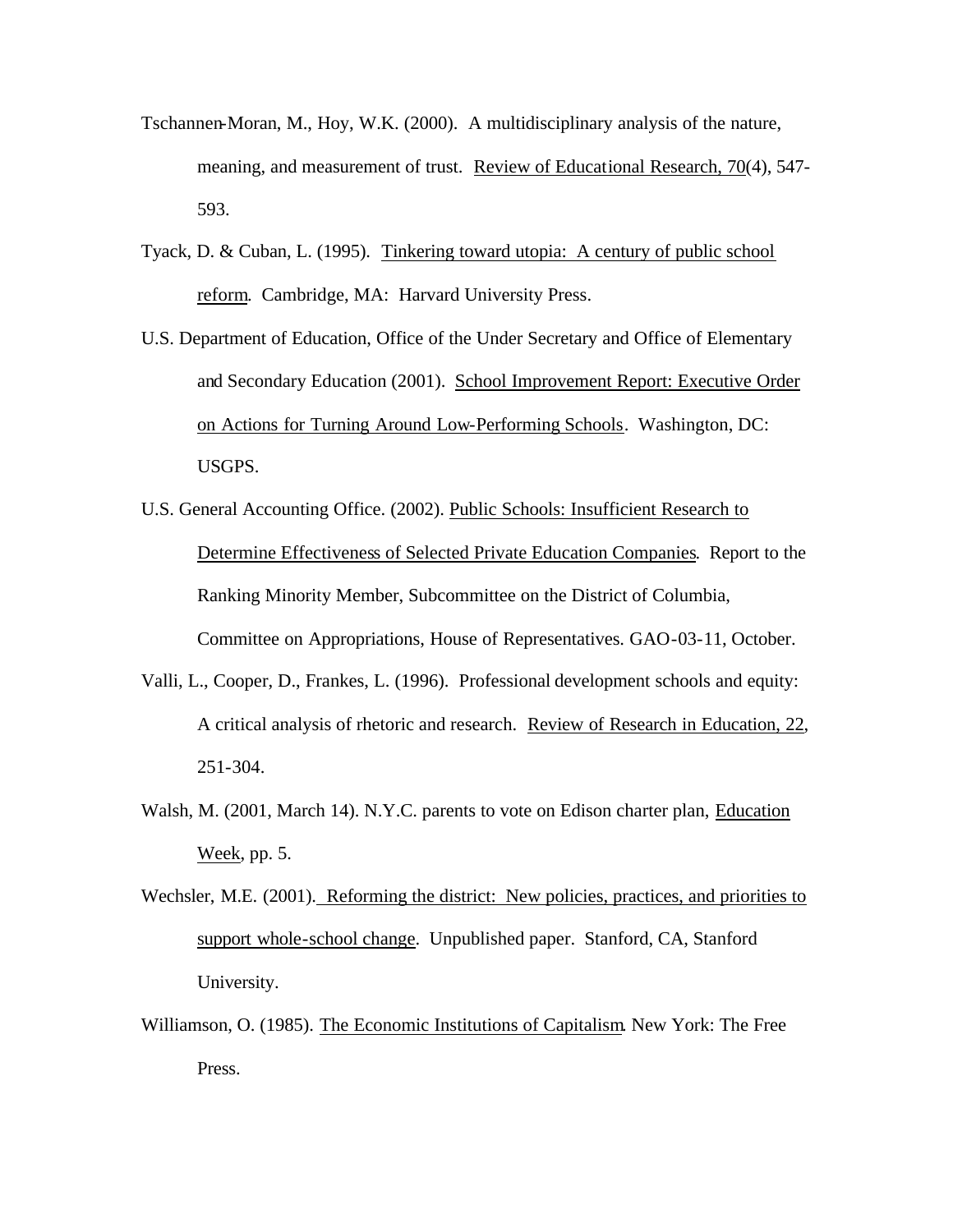Tschannen-Moran, M., Hoy, W.K. (2000). A multidisciplinary analysis of the nature, meaning, and measurement of trust. Review of Educational Research, 70(4), 547-593.

Tyack, D. & Cuban, L. (1995). Tinkering toward utopia: A century of public school reform. Cambridge, MA: Harvard University Press.

U.S. Department of Education, Office of the Under Secretary and Office of Elementary and Secondary Education (2001). School Improvement Report: Executive Order on Actions for Turning Around Low-Performing Schools. Washington, DC: USGPS.

U.S. General Accounting Office. (2002). Public Schools: Insufficient Research to Determine Effectiveness of Selected Private Education Companies. Report to the Ranking Minority Member, Subcommittee on the District of Columbia, Committee on Appropriations, House of Representatives. GAO-03-11, October.

Valli, L., Cooper, D., Frankes, L. (1996). Professional development schools and equity: A critical analysis of rhetoric and research. Review of Research in Education, 22, 251-304.

Walsh, M. (2001, March 14). N.Y.C. parents to vote on Edison charter plan, Education Week, pp. 5.

Wechsler, M.E. (2001). Reforming the district: New policies, practices, and priorities to support whole-school change. Unpublished paper. Stanford, CA, Stanford University.

Williamson, O. (1985). The Economic Institutions of Capitalism. New York: The Free Press.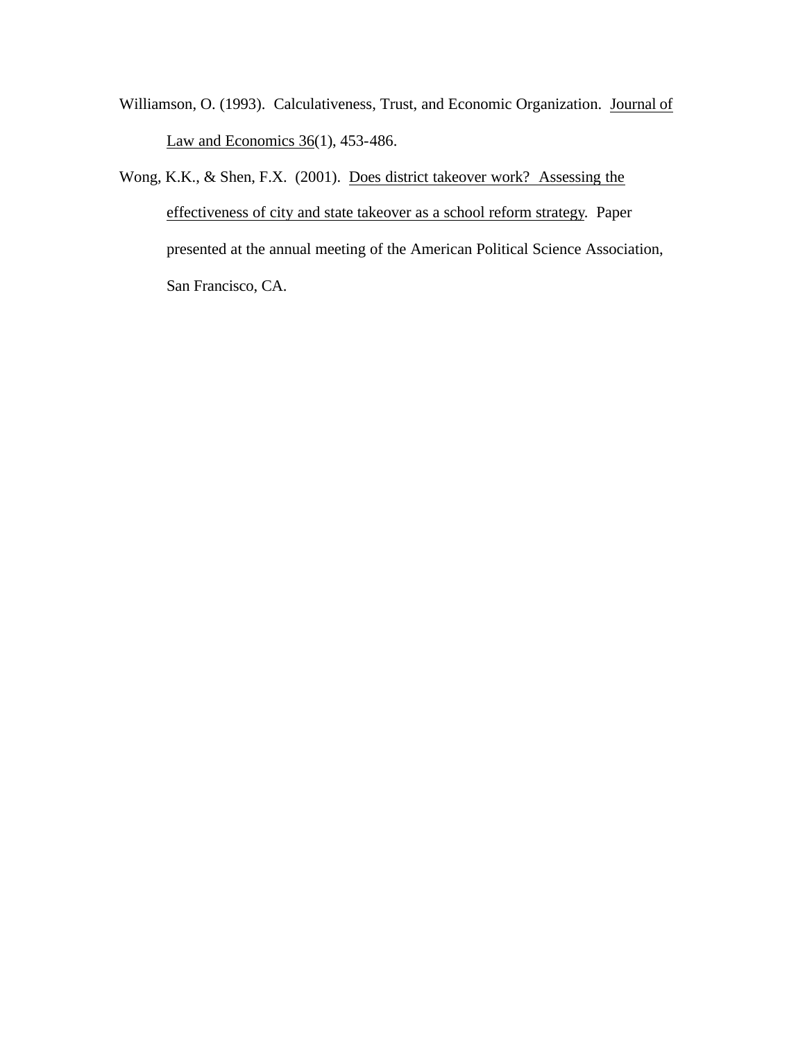Williamson, O. (1993). Calculativeness, Trust, and Economic Organization. Journal of Law and Economics 36(1), 453-486.

Wong, K.K., & Shen, F.X. (2001). Does district takeover work? Assessing the effectiveness of city and state takeover as a school reform strategy. Paper presented at the annual meeting of the American Political Science Association, San Francisco, CA.